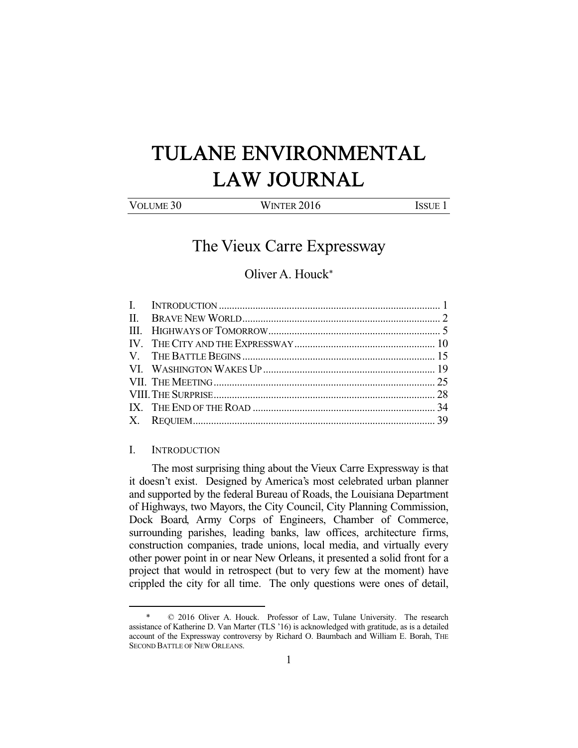# TULANE ENVIRONMENTAL LAW JOURNAL

VOLUME 30 WINTER 2016 ISSUE 1

## The Vieux Carre Expressway

Oliver A. Houck*

I. INTRODUCTION ..... 1
II. BRAVE NEW WORLD ..... 2
III. HIGHWAYS OF TOMORROW ..... 5
IV. THE CITY AND THE EXPRESSWAY ..... 10
V. THE BATTLE BEGINS ..... 15
VI. WASHINGTON WAKES UP ..... 19
VII. THE MEETING ..... 25
VIII. THE SURPRISE ..... 28
IX. THE END OF THE ROAD ..... 34
X. REQUIEM ..... 39

### I. INTRODUCTION

The most surprising thing about the Vieux Carre Expressway is that it doesn't exist. Designed by America's most celebrated urban planner and supported by the federal Bureau of Roads, the Louisiana Department of Highways, two Mayors, the City Council, City Planning Commission, Dock Board, Army Corps of Engineers, Chamber of Commerce, surrounding parishes, leading banks, law offices, architecture firms, construction companies, trade unions, local media, and virtually every other power point in or near New Orleans, it presented a solid front for a project that would in retrospect (but to very few at the moment) have crippled the city for all time. The only questions were ones of detail,

---

\* © 2016 Oliver A. Houck. Professor of Law, Tulane University. The research assistance of Katherine D. Van Marter (TLS '16) is acknowledged with gratitude, as is a detailed account of the Expressway controversy by Richard O. Baumbach and William E. Borah, THE SECOND BATTLE OF NEW ORLEANS.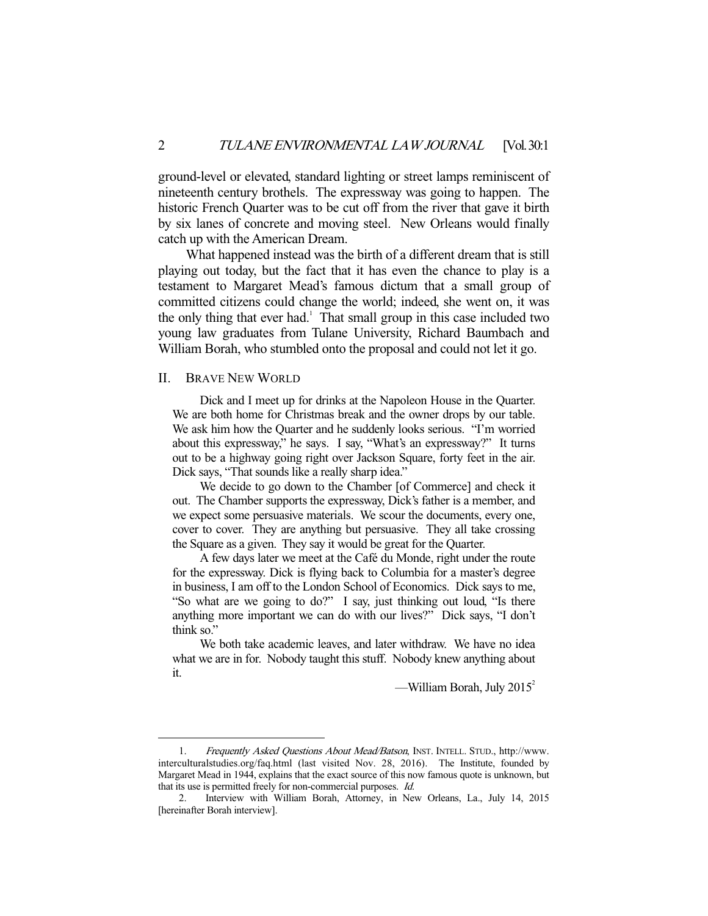ground-level or elevated, standard lighting or street lamps reminiscent of nineteenth century brothels. The expressway was going to happen. The historic French Quarter was to be cut off from the river that gave it birth by six lanes of concrete and moving steel. New Orleans would finally catch up with the American Dream.

What happened instead was the birth of a different dream that is still playing out today, but the fact that it has even the chance to play is a testament to Margaret Mead's famous dictum that a small group of committed citizens could change the world; indeed, she went on, it was the only thing that ever had.[1] That small group in this case included two young law graduates from Tulane University, Richard Baumbach and William Borah, who stumbled onto the proposal and could not let it go.

## II. BRAVE NEW WORLD

> Dick and I meet up for drinks at the Napoleon House in the Quarter. We are both home for Christmas break and the owner drops by our table. We ask him how the Quarter and he suddenly looks serious. "I'm worried about this expressway," he says. I say, "What's an expressway?" It turns out to be a highway going right over Jackson Square, forty feet in the air. Dick says, "That sounds like a really sharp idea."
>
> We decide to go down to the Chamber [of Commerce] and check it out. The Chamber supports the expressway, Dick's father is a member, and we expect some persuasive materials. We scour the documents, every one, cover to cover. They are anything but persuasive. They all take crossing the Square as a given. They say it would be great for the Quarter.
>
> A few days later we meet at the Café du Monde, right under the route for the expressway. Dick is flying back to Columbia for a master's degree in business, I am off to the London School of Economics. Dick says to me, "So what are we going to do?" I say, just thinking out loud, "Is there anything more important we can do with our lives?" Dick says, "I don't think so."
>
> We both take academic leaves, and later withdraw. We have no idea what we are in for. Nobody taught this stuff. Nobody knew anything about it.
>
> —William Borah, July 2015[2]

---

1. *Frequently Asked Questions About Mead/Batson*, INST. INTELL. STUD., http://www.interculturalstudies.org/faq.html (last visited Nov. 28, 2016). The Institute, founded by Margaret Mead in 1944, explains that the exact source of this now famous quote is unknown, but that its use is permitted freely for non-commercial purposes. *Id.*

2. Interview with William Borah, Attorney, in New Orleans, La., July 14, 2015 [hereinafter Borah interview].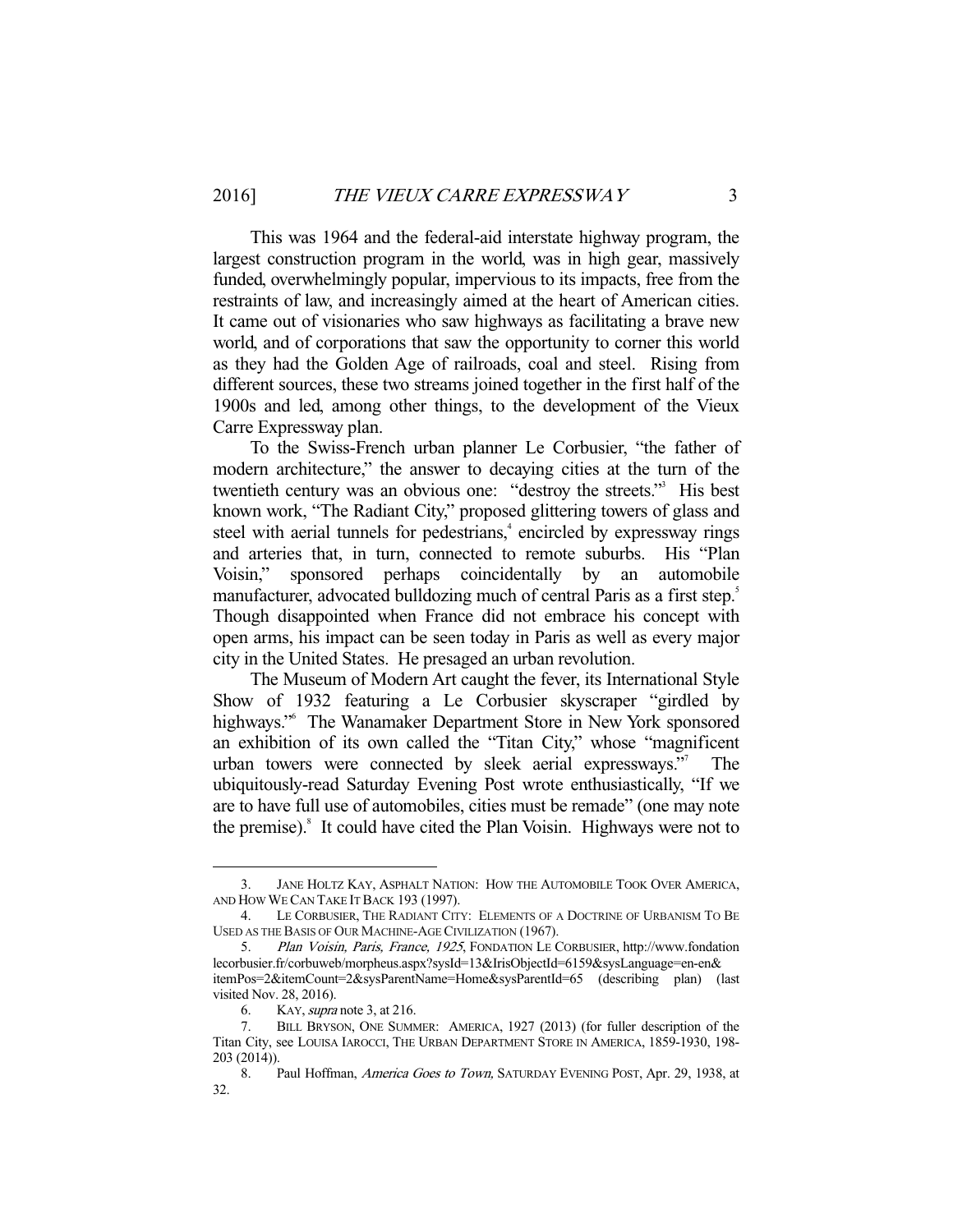This was 1964 and the federal-aid interstate highway program, the largest construction program in the world, was in high gear, massively funded, overwhelmingly popular, impervious to its impacts, free from the restraints of law, and increasingly aimed at the heart of American cities. It came out of visionaries who saw highways as facilitating a brave new world, and of corporations that saw the opportunity to corner this world as they had the Golden Age of railroads, coal and steel. Rising from different sources, these two streams joined together in the first half of the 1900s and led, among other things, to the development of the Vieux Carre Expressway plan.

To the Swiss-French urban planner Le Corbusier, "the father of modern architecture," the answer to decaying cities at the turn of the twentieth century was an obvious one: "destroy the streets."[3] His best known work, "The Radiant City," proposed glittering towers of glass and steel with aerial tunnels for pedestrians,[4] encircled by expressway rings and arteries that, in turn, connected to remote suburbs. His "Plan Voisin," sponsored perhaps coincidentally by an automobile manufacturer, advocated bulldozing much of central Paris as a first step.[5] Though disappointed when France did not embrace his concept with open arms, his impact can be seen today in Paris as well as every major city in the United States. He presaged an urban revolution.

The Museum of Modern Art caught the fever, its International Style Show of 1932 featuring a Le Corbusier skyscraper "girdled by highways."[6] The Wanamaker Department Store in New York sponsored an exhibition of its own called the "Titan City," whose "magnificent urban towers were connected by sleek aerial expressways."[7] The ubiquitously-read Saturday Evening Post wrote enthusiastically, "If we are to have full use of automobiles, cities must be remade" (one may note the premise).[8] It could have cited the Plan Voisin. Highways were not to

---

3. JANE HOLTZ KAY, ASPHALT NATION: HOW THE AUTOMOBILE TOOK OVER AMERICA, AND HOW WE CAN TAKE IT BACK 193 (1997).

4. LE CORBUSIER, THE RADIANT CITY: ELEMENTS OF A DOCTRINE OF URBANISM TO BE USED AS THE BASIS OF OUR MACHINE-AGE CIVILIZATION (1967).

5. *Plan Voisin, Paris, France, 1925*, FONDATION LE CORBUSIER, http://www.fondationlecorbusier.fr/corbuweb/morpheus.aspx?sysId=13&IrisObjectId=6159&sysLanguage=en-en&itemPos=2&itemCount=2&sysParentName=Home&sysParentId=65 (describing plan) (last visited Nov. 28, 2016).

6. KAY, *supra* note 3, at 216.

7. BILL BRYSON, ONE SUMMER: AMERICA, 1927 (2013) (for fuller description of the Titan City, see LOUISA IAROCCI, THE URBAN DEPARTMENT STORE IN AMERICA, 1859-1930, 198-203 (2014)).

8. Paul Hoffman, *America Goes to Town,* SATURDAY EVENING POST, Apr. 29, 1938, at 32.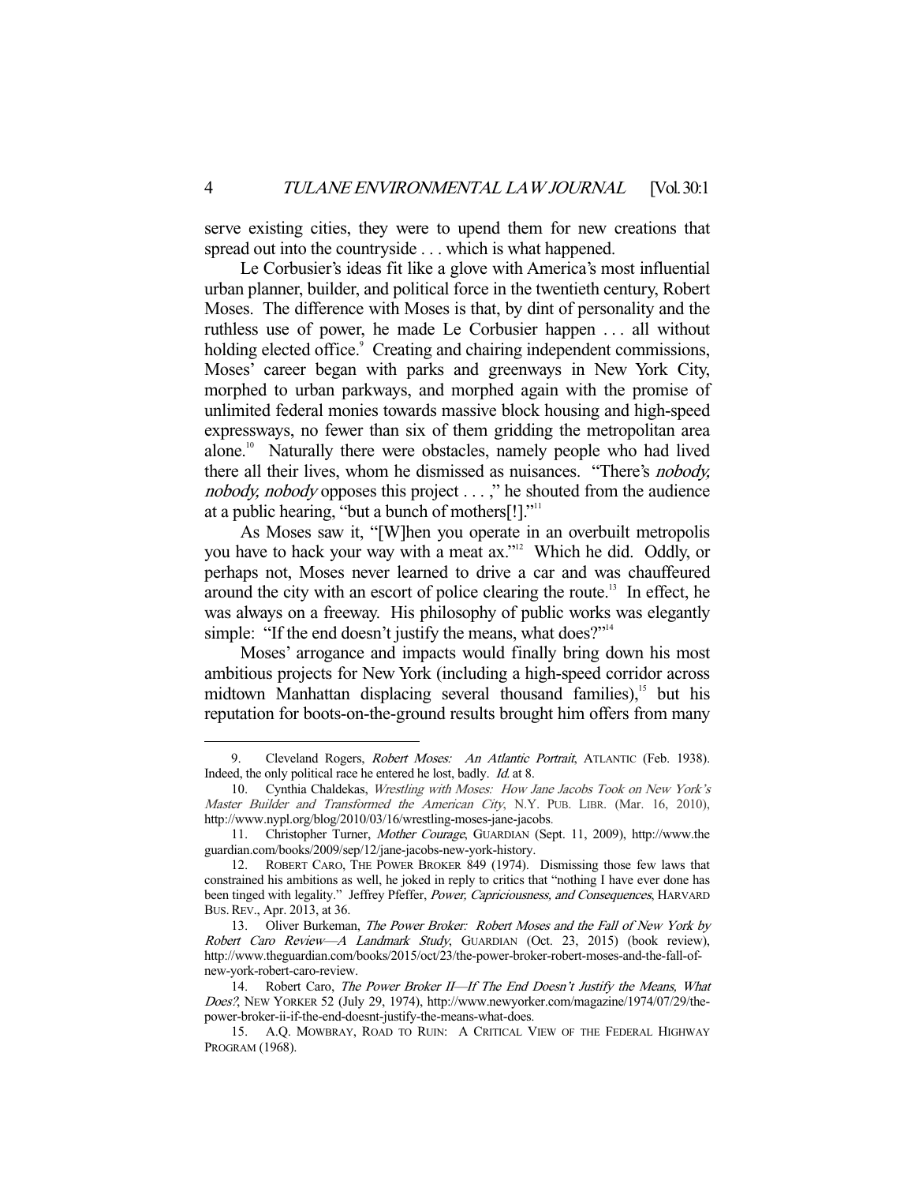serve existing cities, they were to upend them for new creations that spread out into the countryside . . . which is what happened.

Le Corbusier's ideas fit like a glove with America's most influential urban planner, builder, and political force in the twentieth century, Robert Moses. The difference with Moses is that, by dint of personality and the ruthless use of power, he made Le Corbusier happen . . . all without holding elected office.[9] Creating and chairing independent commissions, Moses' career began with parks and greenways in New York City, morphed to urban parkways, and morphed again with the promise of unlimited federal monies towards massive block housing and high-speed expressways, no fewer than six of them gridding the metropolitan area alone.[10] Naturally there were obstacles, namely people who had lived there all their lives, whom he dismissed as nuisances. "There's *nobody, nobody, nobody* opposes this project . . . ," he shouted from the audience at a public hearing, "but a bunch of mothers[!]."[11]

As Moses saw it, "[W]hen you operate in an overbuilt metropolis you have to hack your way with a meat ax."[12] Which he did. Oddly, or perhaps not, Moses never learned to drive a car and was chauffeured around the city with an escort of police clearing the route.[13] In effect, he was always on a freeway. His philosophy of public works was elegantly simple: "If the end doesn't justify the means, what does?"[14]

Moses' arrogance and impacts would finally bring down his most ambitious projects for New York (including a high-speed corridor across midtown Manhattan displacing several thousand families),[15] but his reputation for boots-on-the-ground results brought him offers from many

---

9. Cleveland Rogers, *Robert Moses: An Atlantic Portrait*, ATLANTIC (Feb. 1938). Indeed, the only political race he entered he lost, badly. *Id.* at 8.

10. Cynthia Chaldekas, *Wrestling with Moses: How Jane Jacobs Took on New York's Master Builder and Transformed the American City*, N.Y. PUB. LIBR. (Mar. 16, 2010), http://www.nypl.org/blog/2010/03/16/wrestling-moses-jane-jacobs.

11. Christopher Turner, *Mother Courage*, GUARDIAN (Sept. 11, 2009), http://www.theguardian.com/books/2009/sep/12/jane-jacobs-new-york-history.

12. ROBERT CARO, THE POWER BROKER 849 (1974). Dismissing those few laws that constrained his ambitions as well, he joked in reply to critics that "nothing I have ever done has been tinged with legality." Jeffrey Pfeffer, *Power, Capriciousness, and Consequences*, HARVARD BUS. REV., Apr. 2013, at 36.

13. Oliver Burkeman, *The Power Broker: Robert Moses and the Fall of New York by Robert Caro Review—A Landmark Study*, GUARDIAN (Oct. 23, 2015) (book review), http://www.theguardian.com/books/2015/oct/23/the-power-broker-robert-moses-and-the-fall-of-new-york-robert-caro-review.

14. Robert Caro, *The Power Broker II—If The End Doesn't Justify the Means, What Does?*, NEW YORKER 52 (July 29, 1974), http://www.newyorker.com/magazine/1974/07/29/the-power-broker-ii-if-the-end-doesnt-justify-the-means-what-does.

15. A.Q. MOWBRAY, ROAD TO RUIN: A CRITICAL VIEW OF THE FEDERAL HIGHWAY PROGRAM (1968).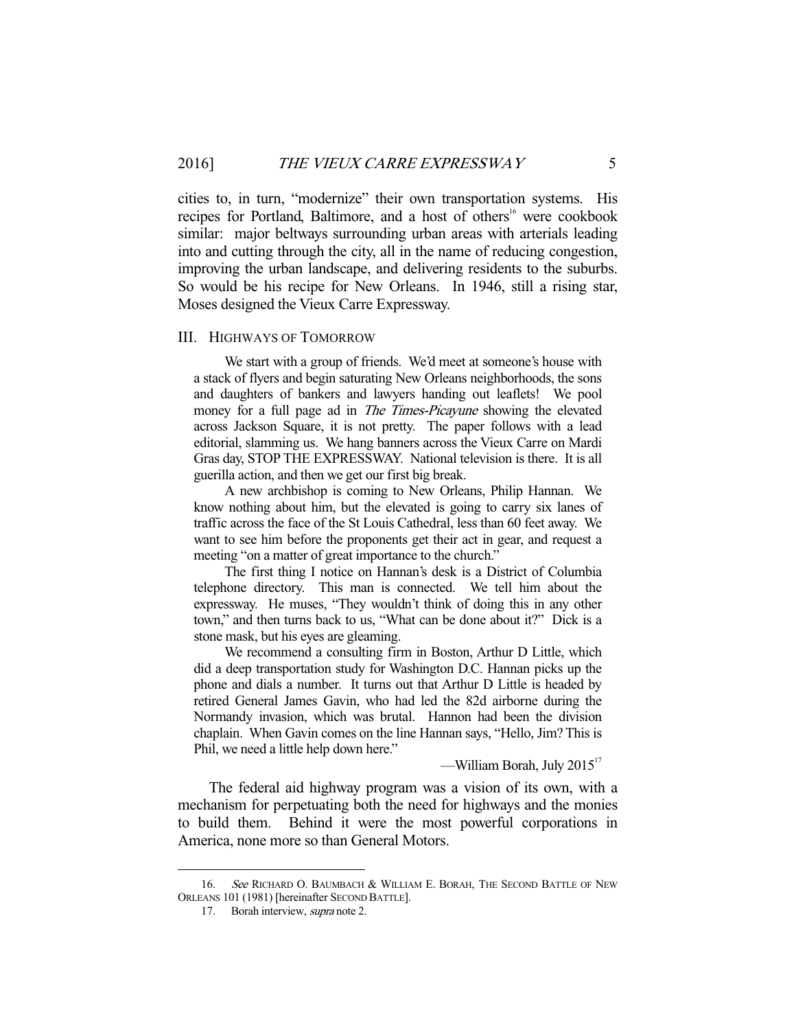cities to, in turn, "modernize" their own transportation systems. His recipes for Portland, Baltimore, and a host of others[16] were cookbook similar: major beltways surrounding urban areas with arterials leading into and cutting through the city, all in the name of reducing congestion, improving the urban landscape, and delivering residents to the suburbs. So would be his recipe for New Orleans. In 1946, still a rising star, Moses designed the Vieux Carre Expressway.

## III. Highways of Tomorrow

> We start with a group of friends. We'd meet at someone's house with a stack of flyers and begin saturating New Orleans neighborhoods, the sons and daughters of bankers and lawyers handing out leaflets! We pool money for a full page ad in *The Times-Picayune* showing the elevated across Jackson Square, it is not pretty. The paper follows with a lead editorial, slamming us. We hang banners across the Vieux Carre on Mardi Gras day, STOP THE EXPRESSWAY. National television is there. It is all guerilla action, and then we get our first big break.
>
> A new archbishop is coming to New Orleans, Philip Hannan. We know nothing about him, but the elevated is going to carry six lanes of traffic across the face of the St Louis Cathedral, less than 60 feet away. We want to see him before the proponents get their act in gear, and request a meeting "on a matter of great importance to the church."
>
> The first thing I notice on Hannan's desk is a District of Columbia telephone directory. This man is connected. We tell him about the expressway. He muses, "They wouldn't think of doing this in any other town," and then turns back to us, "What can be done about it?" Dick is a stone mask, but his eyes are gleaming.
>
> We recommend a consulting firm in Boston, Arthur D Little, which did a deep transportation study for Washington D.C. Hannan picks up the phone and dials a number. It turns out that Arthur D Little is headed by retired General James Gavin, who had led the 82d airborne during the Normandy invasion, which was brutal. Hannon had been the division chaplain. When Gavin comes on the line Hannan says, "Hello, Jim? This is Phil, we need a little help down here."
>
> —William Borah, July 2015[17]

The federal aid highway program was a vision of its own, with a mechanism for perpetuating both the need for highways and the monies to build them. Behind it were the most powerful corporations in America, none more so than General Motors.

---

16. *See* Richard O. Baumbach & William E. Borah, The Second Battle of New Orleans 101 (1981) [hereinafter Second Battle].

17. Borah interview, *supra* note 2.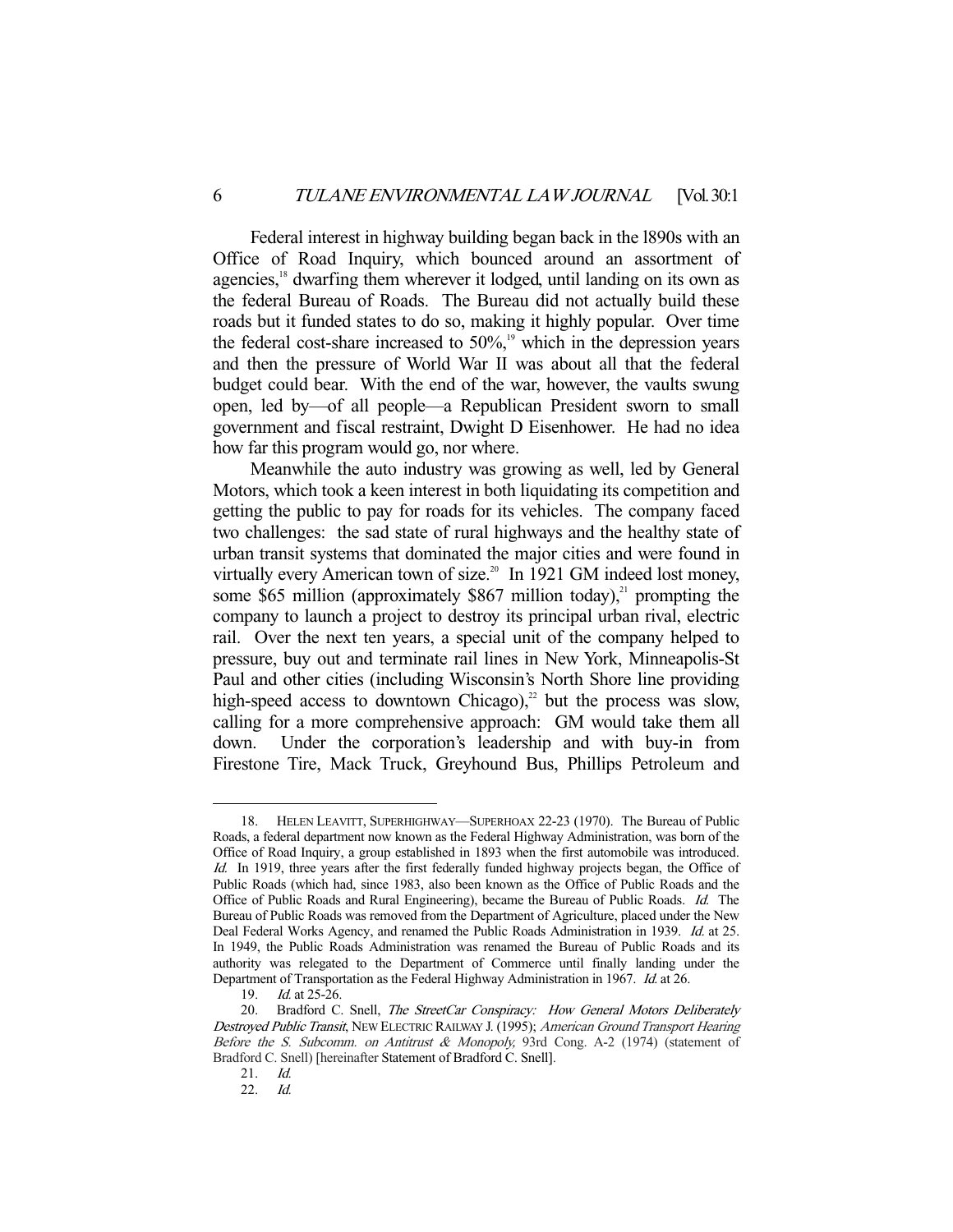Federal interest in highway building began back in the l890s with an Office of Road Inquiry, which bounced around an assortment of agencies,[18] dwarfing them wherever it lodged, until landing on its own as the federal Bureau of Roads. The Bureau did not actually build these roads but it funded states to do so, making it highly popular. Over time the federal cost-share increased to 50%,[19] which in the depression years and then the pressure of World War II was about all that the federal budget could bear. With the end of the war, however, the vaults swung open, led by—of all people—a Republican President sworn to small government and fiscal restraint, Dwight D Eisenhower. He had no idea how far this program would go, nor where.

Meanwhile the auto industry was growing as well, led by General Motors, which took a keen interest in both liquidating its competition and getting the public to pay for roads for its vehicles. The company faced two challenges: the sad state of rural highways and the healthy state of urban transit systems that dominated the major cities and were found in virtually every American town of size.[20] In 1921 GM indeed lost money, some \$65 million (approximately \$867 million today),[21] prompting the company to launch a project to destroy its principal urban rival, electric rail. Over the next ten years, a special unit of the company helped to pressure, buy out and terminate rail lines in New York, Minneapolis-St Paul and other cities (including Wisconsin's North Shore line providing high-speed access to downtown Chicago),[22] but the process was slow, calling for a more comprehensive approach: GM would take them all down. Under the corporation's leadership and with buy-in from Firestone Tire, Mack Truck, Greyhound Bus, Phillips Petroleum and

---

18. HELEN LEAVITT, SUPERHIGHWAY—SUPERHOAX 22-23 (1970). The Bureau of Public Roads, a federal department now known as the Federal Highway Administration, was born of the Office of Road Inquiry, a group established in 1893 when the first automobile was introduced. *Id.* In 1919, three years after the first federally funded highway projects began, the Office of Public Roads (which had, since 1983, also been known as the Office of Public Roads and the Office of Public Roads and Rural Engineering), became the Bureau of Public Roads. *Id.* The Bureau of Public Roads was removed from the Department of Agriculture, placed under the New Deal Federal Works Agency, and renamed the Public Roads Administration in 1939. *Id.* at 25. In 1949, the Public Roads Administration was renamed the Bureau of Public Roads and its authority was relegated to the Department of Commerce until finally landing under the Department of Transportation as the Federal Highway Administration in 1967. *Id.* at 26.

19. *Id.* at 25-26.

20. Bradford C. Snell, *The StreetCar Conspiracy: How General Motors Deliberately Destroyed Public Transit*, NEW ELECTRIC RAILWAY J. (1995); *American Ground Transport Hearing Before the S. Subcomm. on Antitrust & Monopoly,* 93rd Cong. A-2 (1974) (statement of Bradford C. Snell) [hereinafter Statement of Bradford C. Snell].

21. *Id.*

22. *Id.*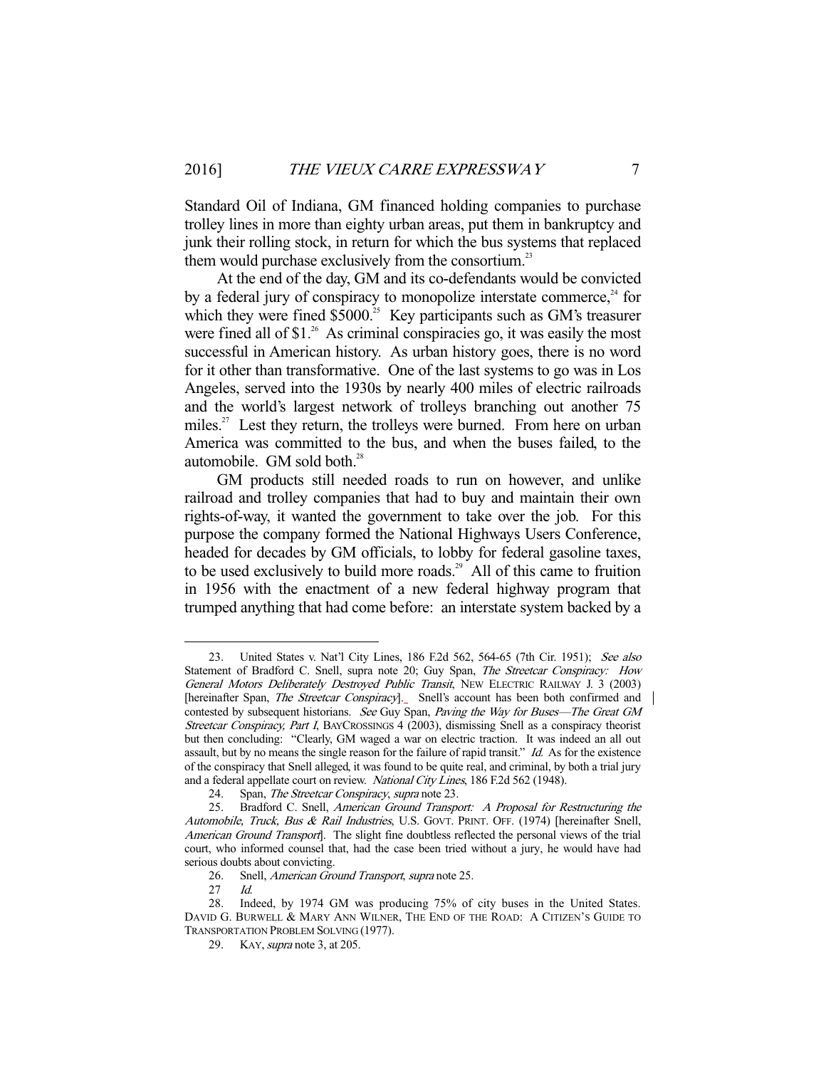Standard Oil of Indiana, GM financed holding companies to purchase trolley lines in more than eighty urban areas, put them in bankruptcy and junk their rolling stock, in return for which the bus systems that replaced them would purchase exclusively from the consortium.[23]

At the end of the day, GM and its co-defendants would be convicted by a federal jury of conspiracy to monopolize interstate commerce,[24] for which they were fined $5000.[25] Key participants such as GM's treasurer were fined all of $1.[26] As criminal conspiracies go, it was easily the most successful in American history. As urban history goes, there is no word for it other than transformative. One of the last systems to go was in Los Angeles, served into the 1930s by nearly 400 miles of electric railroads and the world's largest network of trolleys branching out another 75 miles.[27] Lest they return, the trolleys were burned. From here on urban America was committed to the bus, and when the buses failed, to the automobile. GM sold both.[28]

GM products still needed roads to run on however, and unlike railroad and trolley companies that had to buy and maintain their own rights-of-way, it wanted the government to take over the job. For this purpose the company formed the National Highways Users Conference, headed for decades by GM officials, to lobby for federal gasoline taxes, to be used exclusively to build more roads.[29] All of this came to fruition in 1956 with the enactment of a new federal highway program that trumped anything that had come before: an interstate system backed by a

---

23. United States v. Nat'l City Lines, 186 F.2d 562, 564-65 (7th Cir. 1951); *See also* Statement of Bradford C. Snell, supra note 20; Guy Span, *The Streetcar Conspiracy: How General Motors Deliberately Destroyed Public Transit*, NEW ELECTRIC RAILWAY J. 3 (2003) [hereinafter Span, *The Streetcar Conspiracy*]. Snell's account has been both confirmed and contested by subsequent historians. *See* Guy Span, *Paving the Way for Buses—The Great GM Streetcar Conspiracy, Part I*, BAYCROSSINGS 4 (2003), dismissing Snell as a conspiracy theorist but then concluding: "Clearly, GM waged a war on electric traction. It was indeed an all out assault, but by no means the single reason for the failure of rapid transit." *Id.* As for the existence of the conspiracy that Snell alleged, it was found to be quite real, and criminal, by both a trial jury and a federal appellate court on review. *National City Lines*, 186 F.2d 562 (1948).

24. Span, *The Streetcar Conspiracy*, *supra* note 23.

25. Bradford C. Snell, *American Ground Transport: A Proposal for Restructuring the Automobile, Truck, Bus & Rail Industries*, U.S. GOVT. PRINT. OFF. (1974) [hereinafter Snell, *American Ground Transport*]. The slight fine doubtless reflected the personal views of the trial court, who informed counsel that, had the case been tried without a jury, he would have had serious doubts about convicting.

26. Snell, *American Ground Transport*, *supra* note 25.

27 *Id.*

28. Indeed, by 1974 GM was producing 75% of city buses in the United States. DAVID G. BURWELL & MARY ANN WILNER, THE END OF THE ROAD: A CITIZEN'S GUIDE TO TRANSPORTATION PROBLEM SOLVING (1977).

29. KAY, *supra* note 3, at 205.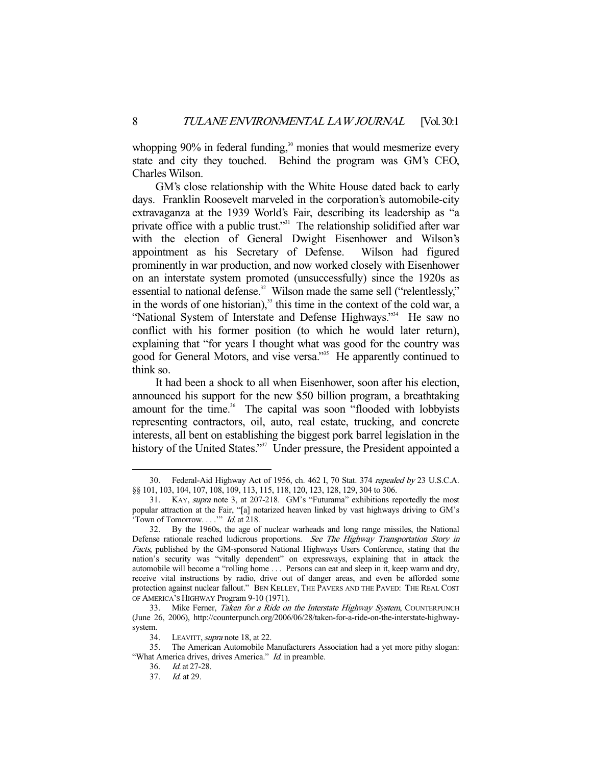whopping 90% in federal funding,[30] monies that would mesmerize every state and city they touched. Behind the program was GM's CEO, Charles Wilson.

GM's close relationship with the White House dated back to early days. Franklin Roosevelt marveled in the corporation's automobile-city extravaganza at the 1939 World's Fair, describing its leadership as "a private office with a public trust."[31] The relationship solidified after war with the election of General Dwight Eisenhower and Wilson's appointment as his Secretary of Defense. Wilson had figured prominently in war production, and now worked closely with Eisenhower on an interstate system promoted (unsuccessfully) since the 1920s as essential to national defense.[32] Wilson made the same sell ("relentlessly," in the words of one historian),[33] this time in the context of the cold war, a "National System of Interstate and Defense Highways."[34] He saw no conflict with his former position (to which he would later return), explaining that "for years I thought what was good for the country was good for General Motors, and vise versa."[35] He apparently continued to think so.

It had been a shock to all when Eisenhower, soon after his election, announced his support for the new $50 billion program, a breathtaking amount for the time.[36] The capital was soon "flooded with lobbyists representing contractors, oil, auto, real estate, trucking, and concrete interests, all bent on establishing the biggest pork barrel legislation in the history of the United States."[37] Under pressure, the President appointed a

---

30. Federal-Aid Highway Act of 1956, ch. 462 I, 70 Stat. 374 *repealed by* 23 U.S.C.A. §§ 101, 103, 104, 107, 108, 109, 113, 115, 118, 120, 123, 128, 129, 304 to 306.

31. KAY, *supra* note 3, at 207-218. GM's "Futurama" exhibitions reportedly the most popular attraction at the Fair, "[a] notarized heaven linked by vast highways driving to GM's 'Town of Tomorrow. . . .'" *Id.* at 218.

32. By the 1960s, the age of nuclear warheads and long range missiles, the National Defense rationale reached ludicrous proportions. *See The Highway Transportation Story in Facts*, published by the GM-sponsored National Highways Users Conference, stating that the nation's security was "vitally dependent" on expressways, explaining that in attack the automobile will become a "rolling home . . . Persons can eat and sleep in it, keep warm and dry, receive vital instructions by radio, drive out of danger areas, and even be afforded some protection against nuclear fallout." BEN KELLEY, THE PAVERS AND THE PAVED: THE REAL COST OF AMERICA'S HIGHWAY Program 9-10 (1971).

33. Mike Ferner, *Taken for a Ride on the Interstate Highway System*, COUNTERPUNCH (June 26, 2006), http://counterpunch.org/2006/06/28/taken-for-a-ride-on-the-interstate-highway-system.

34. LEAVITT, *supra* note 18, at 22.

35. The American Automobile Manufacturers Association had a yet more pithy slogan: "What America drives, drives America." *Id.* in preamble.

36. *Id.* at 27-28.

37. *Id.* at 29.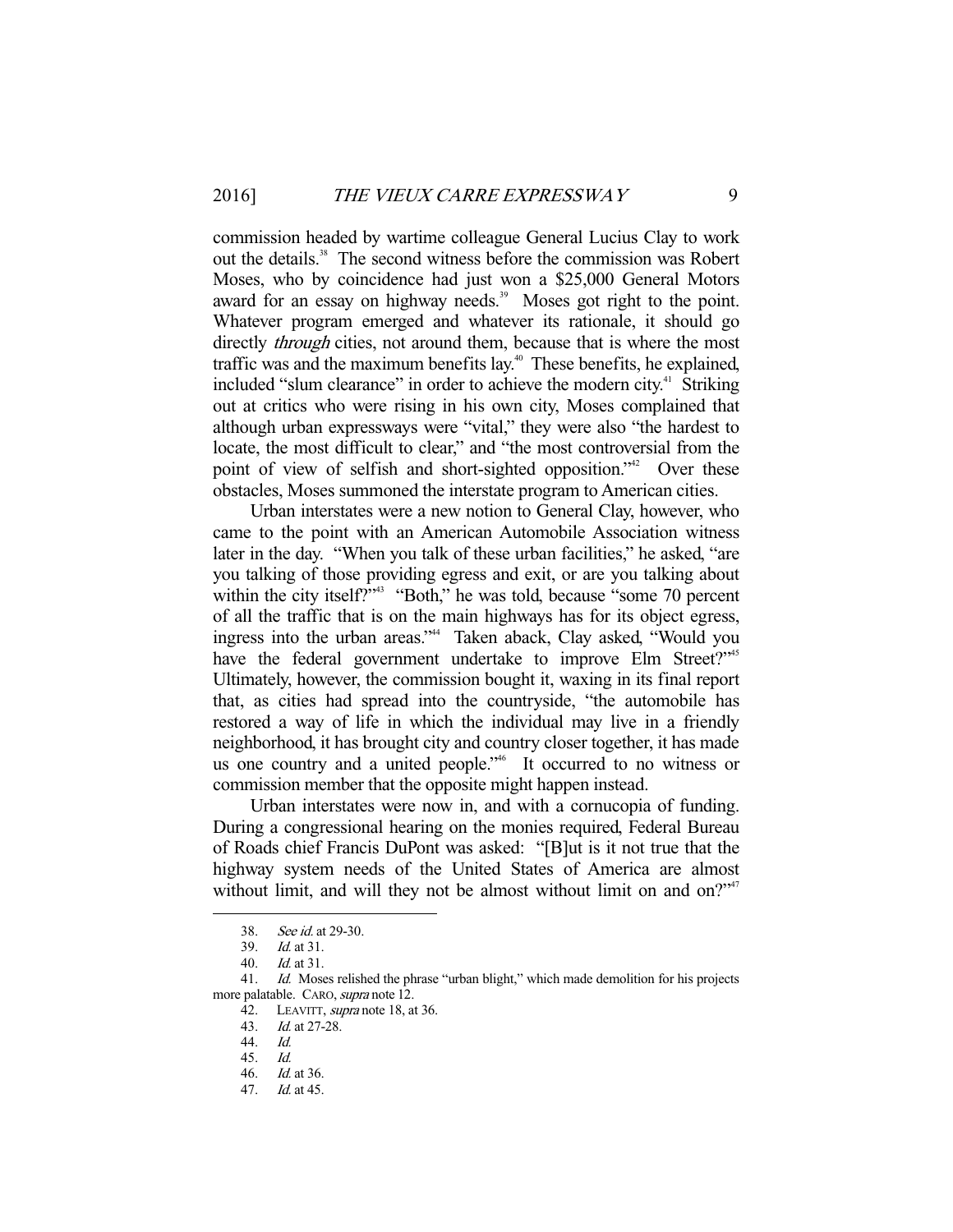commission headed by wartime colleague General Lucius Clay to work out the details.[38] The second witness before the commission was Robert Moses, who by coincidence had just won a $25,000 General Motors award for an essay on highway needs.[39] Moses got right to the point. Whatever program emerged and whatever its rationale, it should go directly *through* cities, not around them, because that is where the most traffic was and the maximum benefits lay.[40] These benefits, he explained, included "slum clearance" in order to achieve the modern city.[41] Striking out at critics who were rising in his own city, Moses complained that although urban expressways were "vital," they were also "the hardest to locate, the most difficult to clear," and "the most controversial from the point of view of selfish and short-sighted opposition."[42] Over these obstacles, Moses summoned the interstate program to American cities.

Urban interstates were a new notion to General Clay, however, who came to the point with an American Automobile Association witness later in the day. "When you talk of these urban facilities," he asked, "are you talking of those providing egress and exit, or are you talking about within the city itself?"[43] "Both," he was told, because "some 70 percent of all the traffic that is on the main highways has for its object egress, ingress into the urban areas."[44] Taken aback, Clay asked, "Would you have the federal government undertake to improve Elm Street?"[45] Ultimately, however, the commission bought it, waxing in its final report that, as cities had spread into the countryside, "the automobile has restored a way of life in which the individual may live in a friendly neighborhood, it has brought city and country closer together, it has made us one country and a united people."[46] It occurred to no witness or commission member that the opposite might happen instead.

Urban interstates were now in, and with a cornucopia of funding. During a congressional hearing on the monies required, Federal Bureau of Roads chief Francis DuPont was asked: "[B]ut is it not true that the highway system needs of the United States of America are almost without limit, and will they not be almost without limit on and on?"[47]

---

38. *See id.* at 29-30.
39. *Id.* at 31.
40. *Id.* at 31.
41. *Id.* Moses relished the phrase "urban blight," which made demolition for his projects more palatable. CARO, *supra* note 12.
42. LEAVITT, *supra* note 18, at 36.
43. *Id.* at 27-28.
44. *Id.*
45. *Id.*
46. *Id.* at 36.
47. *Id.* at 45.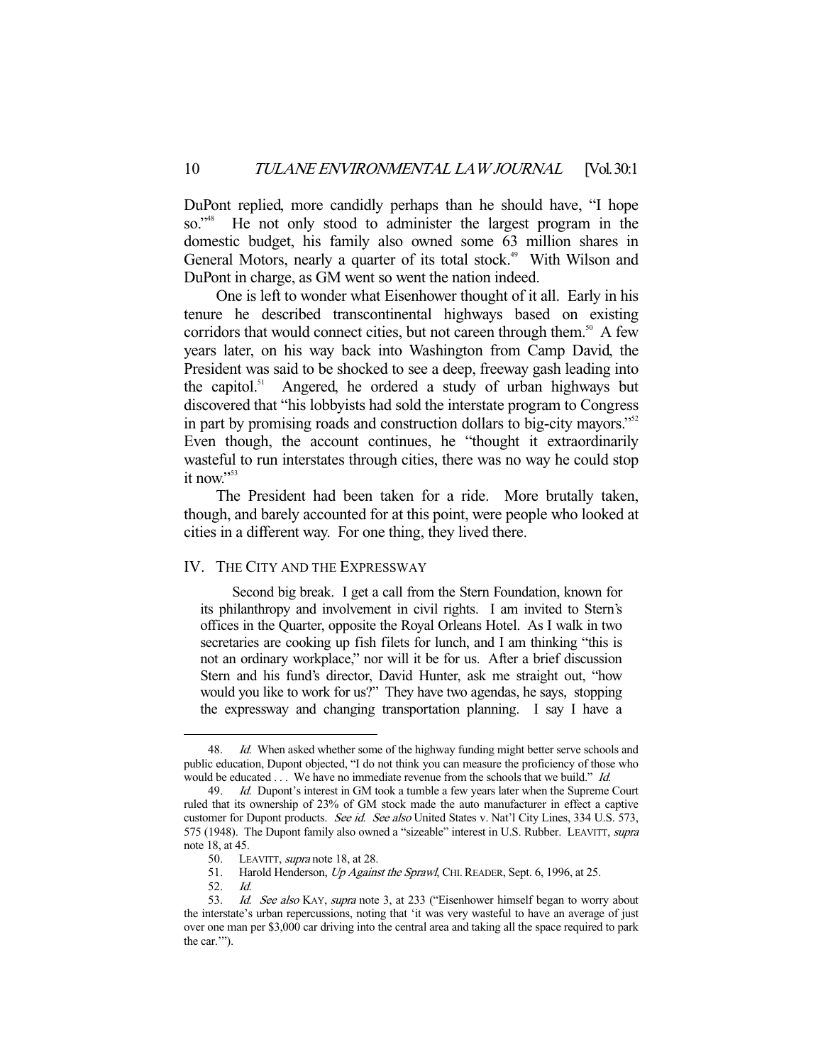DuPont replied, more candidly perhaps than he should have, "I hope so."[48] He not only stood to administer the largest program in the domestic budget, his family also owned some 63 million shares in General Motors, nearly a quarter of its total stock.[49] With Wilson and DuPont in charge, as GM went so went the nation indeed.

One is left to wonder what Eisenhower thought of it all. Early in his tenure he described transcontinental highways based on existing corridors that would connect cities, but not careen through them.[50] A few years later, on his way back into Washington from Camp David, the President was said to be shocked to see a deep, freeway gash leading into the capitol.[51] Angered, he ordered a study of urban highways but discovered that "his lobbyists had sold the interstate program to Congress in part by promising roads and construction dollars to big-city mayors."[52] Even though, the account continues, he "thought it extraordinarily wasteful to run interstates through cities, there was no way he could stop it now."[53]

The President had been taken for a ride. More brutally taken, though, and barely accounted for at this point, were people who looked at cities in a different way. For one thing, they lived there.

## IV. The City and the Expressway

> Second big break. I get a call from the Stern Foundation, known for its philanthropy and involvement in civil rights. I am invited to Stern's offices in the Quarter, opposite the Royal Orleans Hotel. As I walk in two secretaries are cooking up fish filets for lunch, and I am thinking "this is not an ordinary workplace," nor will it be for us. After a brief discussion Stern and his fund's director, David Hunter, ask me straight out, "how would you like to work for us?" They have two agendas, he says, stopping the expressway and changing transportation planning. I say I have a

---

48. *Id.* When asked whether some of the highway funding might better serve schools and public education, Dupont objected, "I do not think you can measure the proficiency of those who would be educated . . . We have no immediate revenue from the schools that we build." *Id.*

49. *Id.* Dupont's interest in GM took a tumble a few years later when the Supreme Court ruled that its ownership of 23% of GM stock made the auto manufacturer in effect a captive customer for Dupont products. *See id. See also* United States v. Nat'l City Lines, 334 U.S. 573, 575 (1948). The Dupont family also owned a "sizeable" interest in U.S. Rubber. LEAVITT, *supra* note 18, at 45.

50. LEAVITT, *supra* note 18, at 28.

51. Harold Henderson, *Up Against the Sprawl*, CHI. READER, Sept. 6, 1996, at 25.

52. *Id.*

53. *Id. See also* KAY, *supra* note 3, at 233 ("Eisenhower himself began to worry about the interstate's urban repercussions, noting that 'it was very wasteful to have an average of just over one man per $3,000 car driving into the central area and taking all the space required to park the car.'").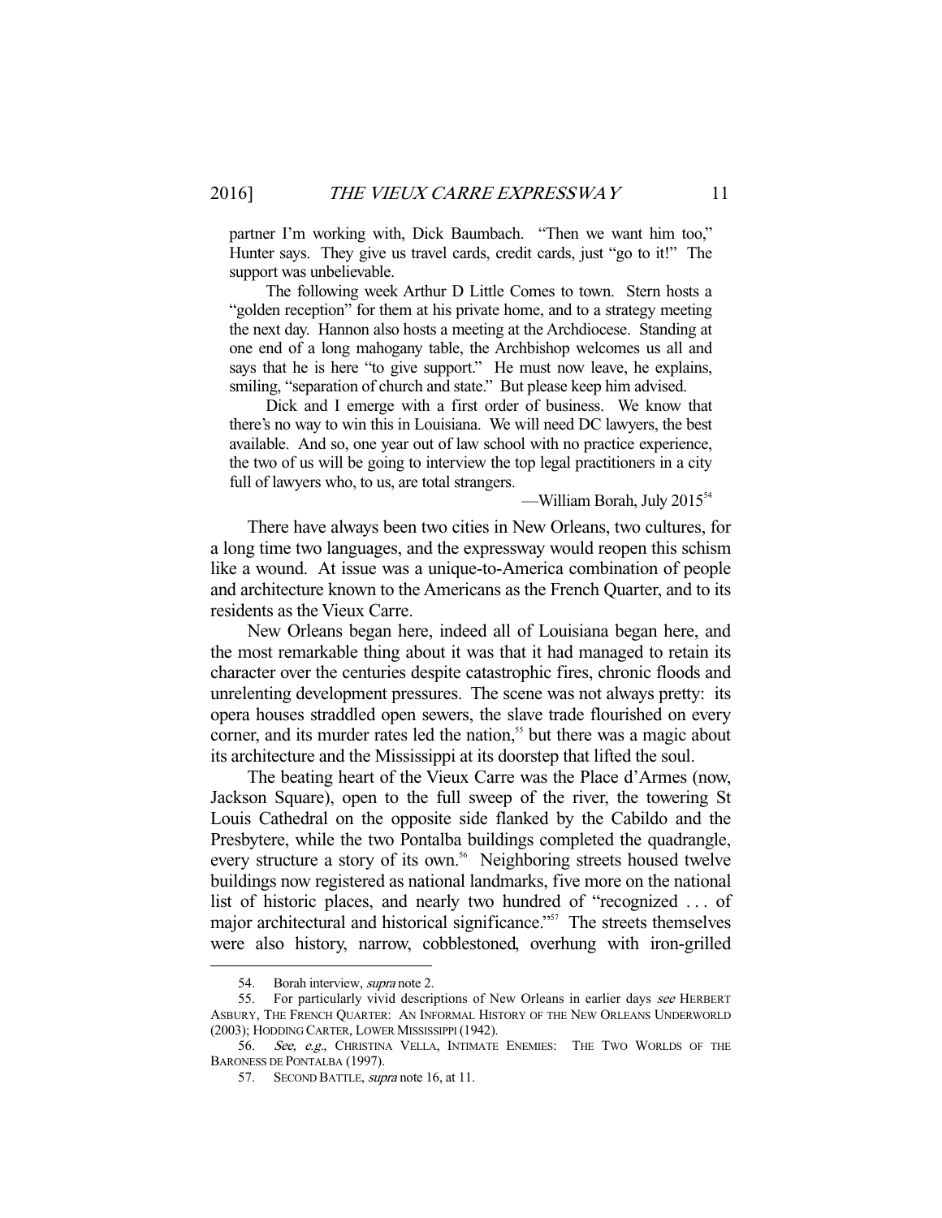partner I'm working with, Dick Baumbach. "Then we want him too," Hunter says. They give us travel cards, credit cards, just "go to it!" The support was unbelievable.

The following week Arthur D Little Comes to town. Stern hosts a "golden reception" for them at his private home, and to a strategy meeting the next day. Hannon also hosts a meeting at the Archdiocese. Standing at one end of a long mahogany table, the Archbishop welcomes us all and says that he is here "to give support." He must now leave, he explains, smiling, "separation of church and state." But please keep him advised.

Dick and I emerge with a first order of business. We know that there's no way to win this in Louisiana. We will need DC lawyers, the best available. And so, one year out of law school with no practice experience, the two of us will be going to interview the top legal practitioners in a city full of lawyers who, to us, are total strangers.

—William Borah, July 2015[54]

There have always been two cities in New Orleans, two cultures, for a long time two languages, and the expressway would reopen this schism like a wound. At issue was a unique-to-America combination of people and architecture known to the Americans as the French Quarter, and to its residents as the Vieux Carre.

New Orleans began here, indeed all of Louisiana began here, and the most remarkable thing about it was that it had managed to retain its character over the centuries despite catastrophic fires, chronic floods and unrelenting development pressures. The scene was not always pretty: its opera houses straddled open sewers, the slave trade flourished on every corner, and its murder rates led the nation,[55] but there was a magic about its architecture and the Mississippi at its doorstep that lifted the soul.

The beating heart of the Vieux Carre was the Place d'Armes (now, Jackson Square), open to the full sweep of the river, the towering St Louis Cathedral on the opposite side flanked by the Cabildo and the Presbytere, while the two Pontalba buildings completed the quadrangle, every structure a story of its own.[56] Neighboring streets housed twelve buildings now registered as national landmarks, five more on the national list of historic places, and nearly two hundred of "recognized . . . of major architectural and historical significance."[57] The streets themselves were also history, narrow, cobblestoned, overhung with iron-grilled

---

54. Borah interview, *supra* note 2.

55. For particularly vivid descriptions of New Orleans in earlier days *see* HERBERT ASBURY, THE FRENCH QUARTER: AN INFORMAL HISTORY OF THE NEW ORLEANS UNDERWORLD (2003); HODDING CARTER, LOWER MISSISSIPPI (1942).

56. *See, e.g.*, CHRISTINA VELLA, INTIMATE ENEMIES: THE TWO WORLDS OF THE BARONESS DE PONTALBA (1997).

57. SECOND BATTLE, *supra* note 16, at 11.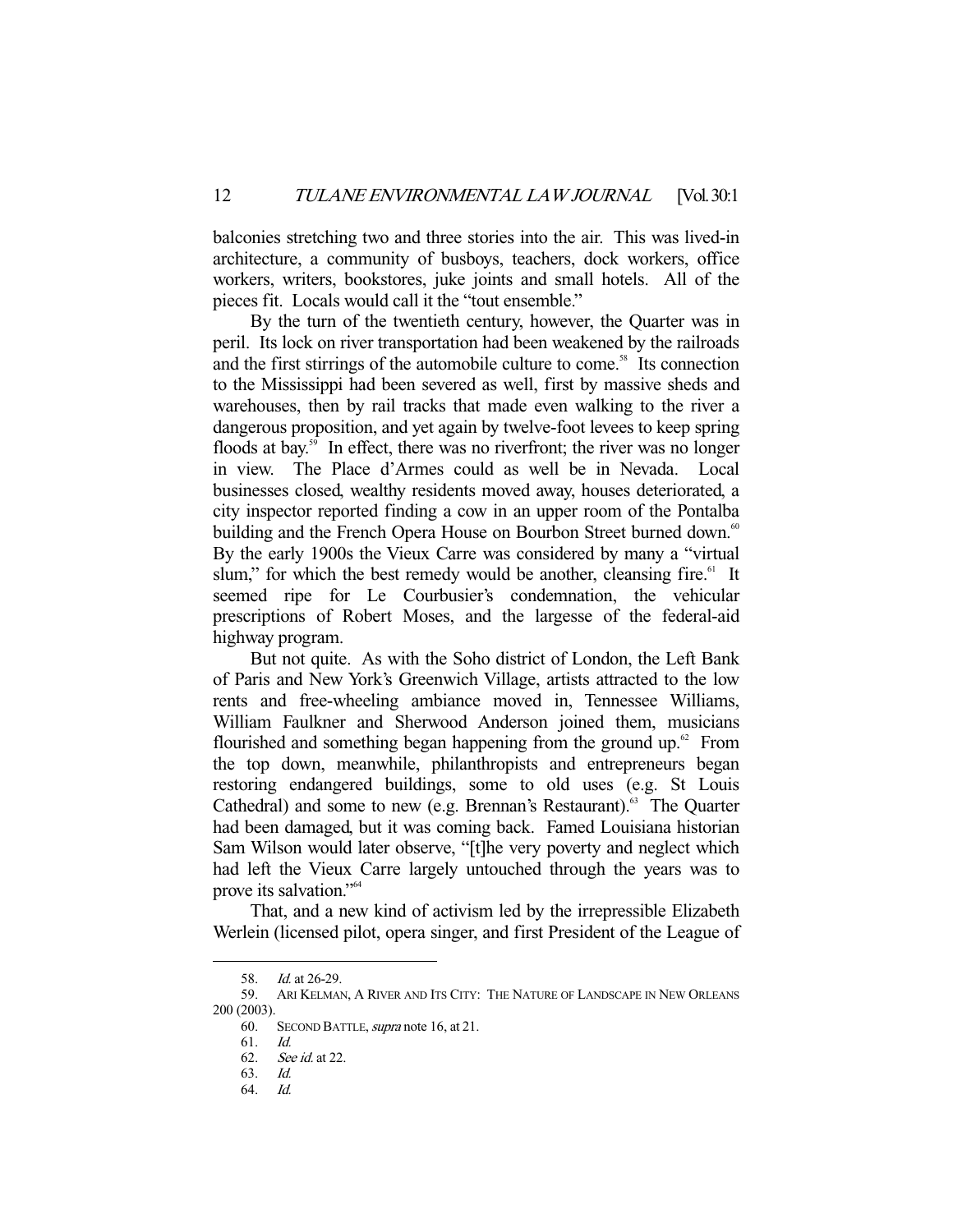balconies stretching two and three stories into the air. This was lived-in architecture, a community of busboys, teachers, dock workers, office workers, writers, bookstores, juke joints and small hotels. All of the pieces fit. Locals would call it the "tout ensemble."

By the turn of the twentieth century, however, the Quarter was in peril. Its lock on river transportation had been weakened by the railroads and the first stirrings of the automobile culture to come.[58] Its connection to the Mississippi had been severed as well, first by massive sheds and warehouses, then by rail tracks that made even walking to the river a dangerous proposition, and yet again by twelve-foot levees to keep spring floods at bay.[59] In effect, there was no riverfront; the river was no longer in view. The Place d'Armes could as well be in Nevada. Local businesses closed, wealthy residents moved away, houses deteriorated, a city inspector reported finding a cow in an upper room of the Pontalba building and the French Opera House on Bourbon Street burned down.[60] By the early 1900s the Vieux Carre was considered by many a "virtual slum," for which the best remedy would be another, cleansing fire.[61] It seemed ripe for Le Courbusier's condemnation, the vehicular prescriptions of Robert Moses, and the largesse of the federal-aid highway program.

But not quite. As with the Soho district of London, the Left Bank of Paris and New York's Greenwich Village, artists attracted to the low rents and free-wheeling ambiance moved in, Tennessee Williams, William Faulkner and Sherwood Anderson joined them, musicians flourished and something began happening from the ground up.[62] From the top down, meanwhile, philanthropists and entrepreneurs began restoring endangered buildings, some to old uses (e.g. St Louis Cathedral) and some to new (e.g. Brennan's Restaurant).[63] The Quarter had been damaged, but it was coming back. Famed Louisiana historian Sam Wilson would later observe, "[t]he very poverty and neglect which had left the Vieux Carre largely untouched through the years was to prove its salvation."[64]

That, and a new kind of activism led by the irrepressible Elizabeth Werlein (licensed pilot, opera singer, and first President of the League of

---

58. *Id.* at 26-29.

59. ARI KELMAN, A RIVER AND ITS CITY: THE NATURE OF LANDSCAPE IN NEW ORLEANS 200 (2003).

60. SECOND BATTLE, *supra* note 16, at 21.

61. *Id.*

62. *See id.* at 22.

63. *Id.*

64. *Id.*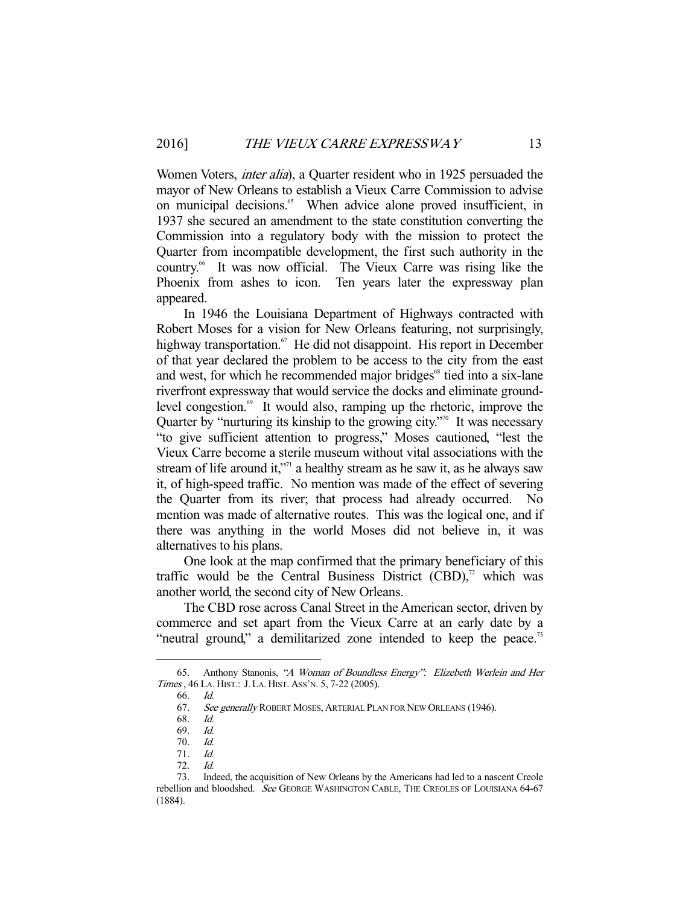Women Voters, *inter alia*), a Quarter resident who in 1925 persuaded the mayor of New Orleans to establish a Vieux Carre Commission to advise on municipal decisions.[65] When advice alone proved insufficient, in 1937 she secured an amendment to the state constitution converting the Commission into a regulatory body with the mission to protect the Quarter from incompatible development, the first such authority in the country.[66] It was now official. The Vieux Carre was rising like the Phoenix from ashes to icon. Ten years later the expressway plan appeared.

In 1946 the Louisiana Department of Highways contracted with Robert Moses for a vision for New Orleans featuring, not surprisingly, highway transportation.[67] He did not disappoint. His report in December of that year declared the problem to be access to the city from the east and west, for which he recommended major bridges[68] tied into a six-lane riverfront expressway that would service the docks and eliminate ground-level congestion.[69] It would also, ramping up the rhetoric, improve the Quarter by "nurturing its kinship to the growing city."[70] It was necessary "to give sufficient attention to progress," Moses cautioned, "lest the Vieux Carre become a sterile museum without vital associations with the stream of life around it,"[71] a healthy stream as he saw it, as he always saw it, of high-speed traffic. No mention was made of the effect of severing the Quarter from its river; that process had already occurred. No mention was made of alternative routes. This was the logical one, and if there was anything in the world Moses did not believe in, it was alternatives to his plans.

One look at the map confirmed that the primary beneficiary of this traffic would be the Central Business District (CBD),[72] which was another world, the second city of New Orleans.

The CBD rose across Canal Street in the American sector, driven by commerce and set apart from the Vieux Carre at an early date by a "neutral ground," a demilitarized zone intended to keep the peace.[73]

---

65. Anthony Stanonis, *"A Woman of Boundless Energy": Elizebeth Werlein and Her Times*, 46 LA. HIST.: J. LA. HIST. ASS'N. 5, 7-22 (2005).

66. *Id.*

67. *See generally* ROBERT MOSES, ARTERIAL PLAN FOR NEW ORLEANS (1946).

68. *Id.*

69. *Id.*

70. *Id.*

71. *Id.*

72. *Id.*

73. Indeed, the acquisition of New Orleans by the Americans had led to a nascent Creole rebellion and bloodshed. *See* GEORGE WASHINGTON CABLE, THE CREOLES OF LOUISIANA 64-67 (1884).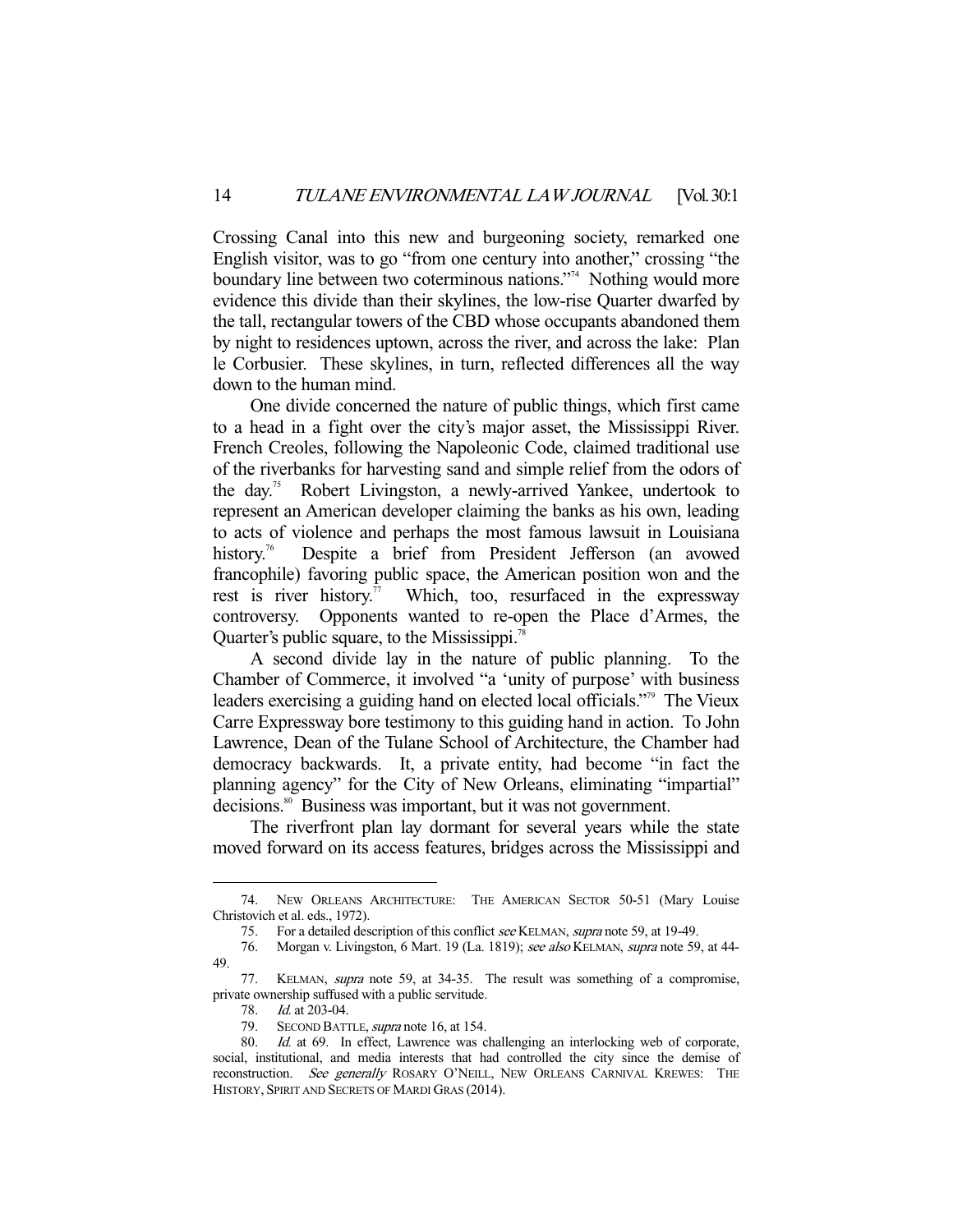Crossing Canal into this new and burgeoning society, remarked one English visitor, was to go "from one century into another," crossing "the boundary line between two coterminous nations."[74] Nothing would more evidence this divide than their skylines, the low-rise Quarter dwarfed by the tall, rectangular towers of the CBD whose occupants abandoned them by night to residences uptown, across the river, and across the lake: Plan le Corbusier. These skylines, in turn, reflected differences all the way down to the human mind.

One divide concerned the nature of public things, which first came to a head in a fight over the city's major asset, the Mississippi River. French Creoles, following the Napoleonic Code, claimed traditional use of the riverbanks for harvesting sand and simple relief from the odors of the day.[75] Robert Livingston, a newly-arrived Yankee, undertook to represent an American developer claiming the banks as his own, leading to acts of violence and perhaps the most famous lawsuit in Louisiana history.[76] Despite a brief from President Jefferson (an avowed francophile) favoring public space, the American position won and the rest is river history.[77] Which, too, resurfaced in the expressway controversy. Opponents wanted to re-open the Place d'Armes, the Quarter's public square, to the Mississippi.[78]

A second divide lay in the nature of public planning. To the Chamber of Commerce, it involved "a 'unity of purpose' with business leaders exercising a guiding hand on elected local officials."[79] The Vieux Carre Expressway bore testimony to this guiding hand in action. To John Lawrence, Dean of the Tulane School of Architecture, the Chamber had democracy backwards. It, a private entity, had become "in fact the planning agency" for the City of New Orleans, eliminating "impartial" decisions.[80] Business was important, but it was not government.

The riverfront plan lay dormant for several years while the state moved forward on its access features, bridges across the Mississippi and

---

74. NEW ORLEANS ARCHITECTURE: THE AMERICAN SECTOR 50-51 (Mary Louise Christovich et al. eds., 1972).

75. For a detailed description of this conflict *see* KELMAN, *supra* note 59, at 19-49.

76. Morgan v. Livingston, 6 Mart. 19 (La. 1819); *see also* KELMAN, *supra* note 59, at 44-49.

77. KELMAN, *supra* note 59, at 34-35. The result was something of a compromise, private ownership suffused with a public servitude.

78. *Id.* at 203-04.

79. SECOND BATTLE, *supra* note 16, at 154.

80. *Id.* at 69. In effect, Lawrence was challenging an interlocking web of corporate, social, institutional, and media interests that had controlled the city since the demise of reconstruction. *See generally* ROSARY O'NEILL, NEW ORLEANS CARNIVAL KREWES: THE HISTORY, SPIRIT AND SECRETS OF MARDI GRAS (2014).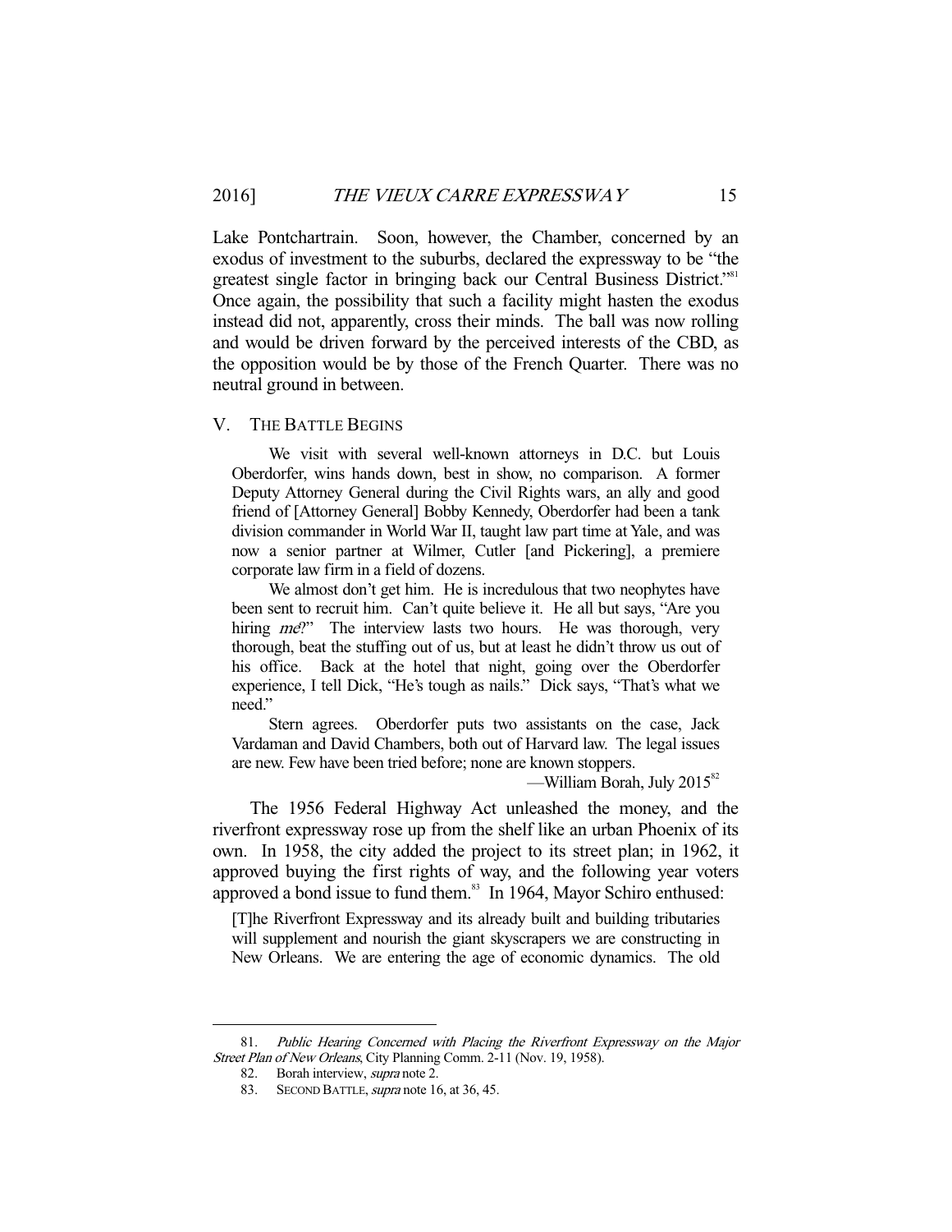Lake Pontchartrain. Soon, however, the Chamber, concerned by an exodus of investment to the suburbs, declared the expressway to be "the greatest single factor in bringing back our Central Business District."[81] Once again, the possibility that such a facility might hasten the exodus instead did not, apparently, cross their minds. The ball was now rolling and would be driven forward by the perceived interests of the CBD, as the opposition would be by those of the French Quarter. There was no neutral ground in between.

## V. THE BATTLE BEGINS

> We visit with several well-known attorneys in D.C. but Louis Oberdorfer, wins hands down, best in show, no comparison. A former Deputy Attorney General during the Civil Rights wars, an ally and good friend of [Attorney General] Bobby Kennedy, Oberdorfer had been a tank division commander in World War II, taught law part time at Yale, and was now a senior partner at Wilmer, Cutler [and Pickering], a premiere corporate law firm in a field of dozens.
>
> We almost don't get him. He is incredulous that two neophytes have been sent to recruit him. Can't quite believe it. He all but says, "Are you hiring *me*?" The interview lasts two hours. He was thorough, very thorough, beat the stuffing out of us, but at least he didn't throw us out of his office. Back at the hotel that night, going over the Oberdorfer experience, I tell Dick, "He's tough as nails." Dick says, "That's what we need."
>
> Stern agrees. Oberdorfer puts two assistants on the case, Jack Vardaman and David Chambers, both out of Harvard law. The legal issues are new. Few have been tried before; none are known stoppers.
>
> —William Borah, July 2015[82]

The 1956 Federal Highway Act unleashed the money, and the riverfront expressway rose up from the shelf like an urban Phoenix of its own. In 1958, the city added the project to its street plan; in 1962, it approved buying the first rights of way, and the following year voters approved a bond issue to fund them.[83] In 1964, Mayor Schiro enthused:

> [T]he Riverfront Expressway and its already built and building tributaries will supplement and nourish the giant skyscrapers we are constructing in New Orleans. We are entering the age of economic dynamics. The old

---

81. *Public Hearing Concerned with Placing the Riverfront Expressway on the Major Street Plan of New Orleans*, City Planning Comm. 2-11 (Nov. 19, 1958).

82. Borah interview, *supra* note 2.

83. SECOND BATTLE, *supra* note 16, at 36, 45.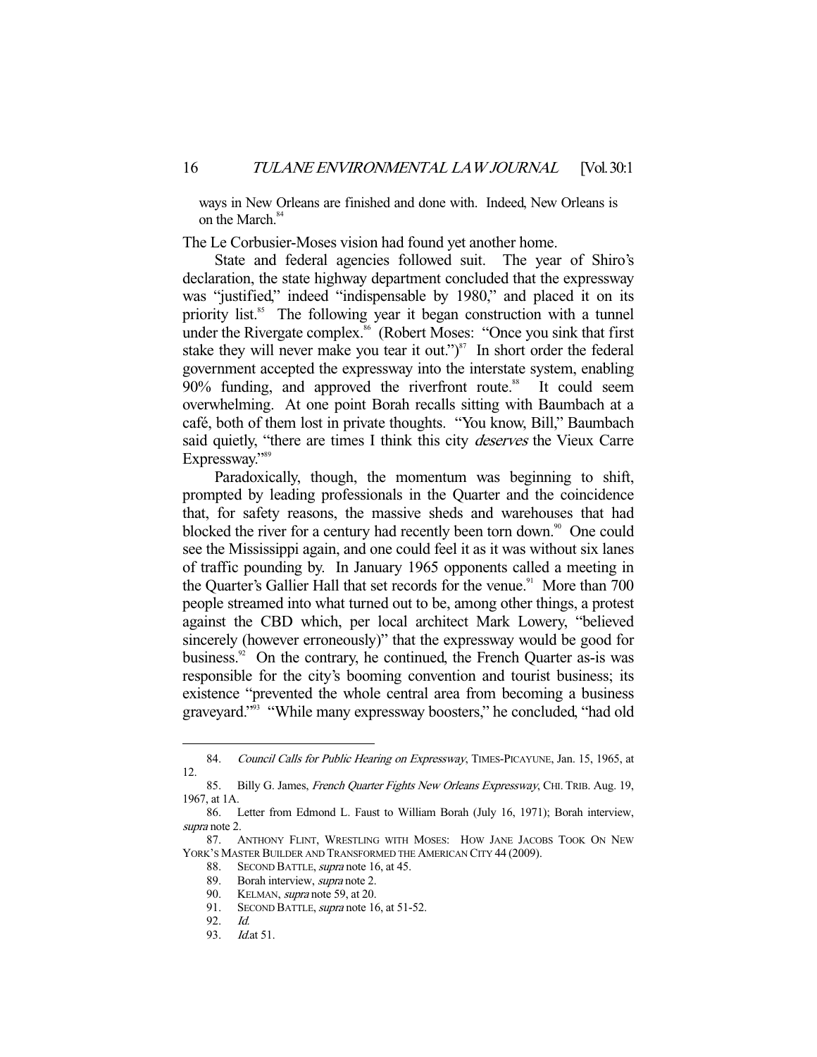> ways in New Orleans are finished and done with. Indeed, New Orleans is on the March.[84]

The Le Corbusier-Moses vision had found yet another home.

State and federal agencies followed suit. The year of Shiro's declaration, the state highway department concluded that the expressway was "justified," indeed "indispensable by 1980," and placed it on its priority list.[85] The following year it began construction with a tunnel under the Rivergate complex.[86] (Robert Moses: "Once you sink that first stake they will never make you tear it out.")[87] In short order the federal government accepted the expressway into the interstate system, enabling 90% funding, and approved the riverfront route.[88] It could seem overwhelming. At one point Borah recalls sitting with Baumbach at a café, both of them lost in private thoughts. "You know, Bill," Baumbach said quietly, "there are times I think this city *deserves* the Vieux Carre Expressway."[89]

Paradoxically, though, the momentum was beginning to shift, prompted by leading professionals in the Quarter and the coincidence that, for safety reasons, the massive sheds and warehouses that had blocked the river for a century had recently been torn down.[90] One could see the Mississippi again, and one could feel it as it was without six lanes of traffic pounding by. In January 1965 opponents called a meeting in the Quarter's Gallier Hall that set records for the venue.[91] More than 700 people streamed into what turned out to be, among other things, a protest against the CBD which, per local architect Mark Lowery, "believed sincerely (however erroneously)" that the expressway would be good for business.[92] On the contrary, he continued, the French Quarter as-is was responsible for the city's booming convention and tourist business; its existence "prevented the whole central area from becoming a business graveyard."[93] "While many expressway boosters," he concluded, "had old

---

84. *Council Calls for Public Hearing on Expressway*, TIMES-PICAYUNE, Jan. 15, 1965, at 12.

85. Billy G. James, *French Quarter Fights New Orleans Expressway*, CHI. TRIB. Aug. 19, 1967, at 1A.

86. Letter from Edmond L. Faust to William Borah (July 16, 1971); Borah interview, *supra* note 2.

87. ANTHONY FLINT, WRESTLING WITH MOSES: HOW JANE JACOBS TOOK ON NEW YORK'S MASTER BUILDER AND TRANSFORMED THE AMERICAN CITY 44 (2009).

88. SECOND BATTLE, *supra* note 16, at 45.

89. Borah interview, *supra* note 2.

90. KELMAN, *supra* note 59, at 20.

91. SECOND BATTLE, *supra* note 16, at 51-52.

92. *Id.*

93. *Id.* at 51.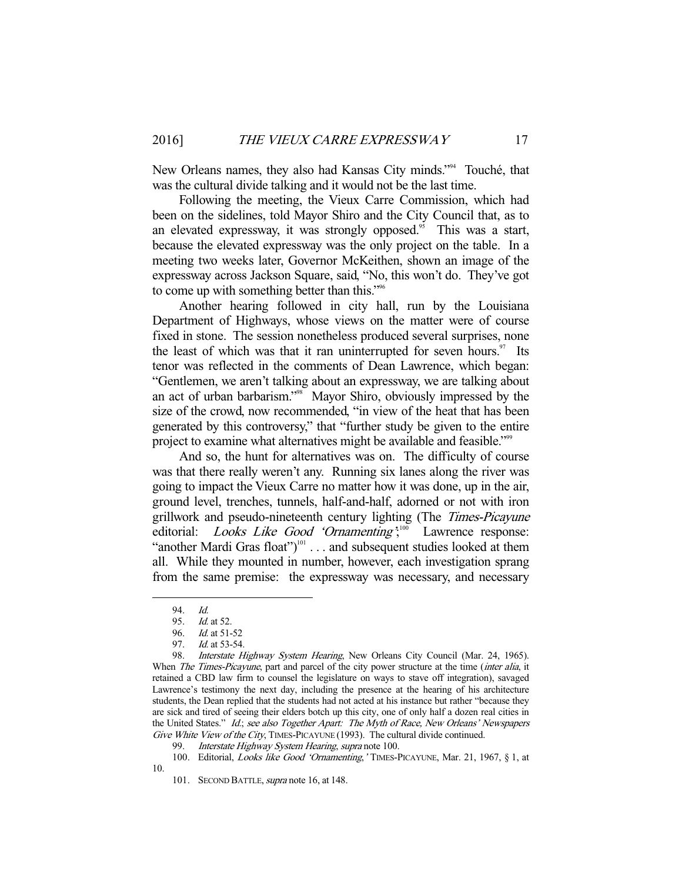New Orleans names, they also had Kansas City minds."[94] Touché, that was the cultural divide talking and it would not be the last time.

Following the meeting, the Vieux Carre Commission, which had been on the sidelines, told Mayor Shiro and the City Council that, as to an elevated expressway, it was strongly opposed.[95] This was a start, because the elevated expressway was the only project on the table. In a meeting two weeks later, Governor McKeithen, shown an image of the expressway across Jackson Square, said, "No, this won't do. They've got to come up with something better than this."[96]

Another hearing followed in city hall, run by the Louisiana Department of Highways, whose views on the matter were of course fixed in stone. The session nonetheless produced several surprises, none the least of which was that it ran uninterrupted for seven hours.[97] Its tenor was reflected in the comments of Dean Lawrence, which began: "Gentlemen, we aren't talking about an expressway, we are talking about an act of urban barbarism."[98] Mayor Shiro, obviously impressed by the size of the crowd, now recommended, "in view of the heat that has been generated by this controversy," that "further study be given to the entire project to examine what alternatives might be available and feasible."[99]

And so, the hunt for alternatives was on. The difficulty of course was that there really weren't any. Running six lanes along the river was going to impact the Vieux Carre no matter how it was done, up in the air, ground level, trenches, tunnels, half-and-half, adorned or not with iron grillwork and pseudo-nineteenth century lighting (The *Times-Picayune* editorial: *Looks Like Good 'Ornamenting'*;[100] Lawrence response: "another Mardi Gras float")[101] . . . and subsequent studies looked at them all. While they mounted in number, however, each investigation sprang from the same premise: the expressway was necessary, and necessary

---

94. *Id.*

95. *Id.* at 52.

96. *Id.* at 51-52

97. *Id.* at 53-54.

98. *Interstate Highway System Hearing*, New Orleans City Council (Mar. 24, 1965). When *The Times-Picayune*, part and parcel of the city power structure at the time (*inter alia*, it retained a CBD law firm to counsel the legislature on ways to stave off integration), savaged Lawrence's testimony the next day, including the presence at the hearing of his architecture students, the Dean replied that the students had not acted at his instance but rather "because they are sick and tired of seeing their elders botch up this city, one of only half a dozen real cities in the United States." *Id.*; *see also Together Apart: The Myth of Race, New Orleans' Newspapers Give White View of the City*, TIMES-PICAYUNE (1993). The cultural divide continued.

99. *Interstate Highway System Hearing*, *supra* note 100.

100. Editorial, *Looks like Good 'Ornamenting*,*'* TIMES-PICAYUNE, Mar. 21, 1967, § 1, at 10.

101. SECOND BATTLE, *supra* note 16, at 148.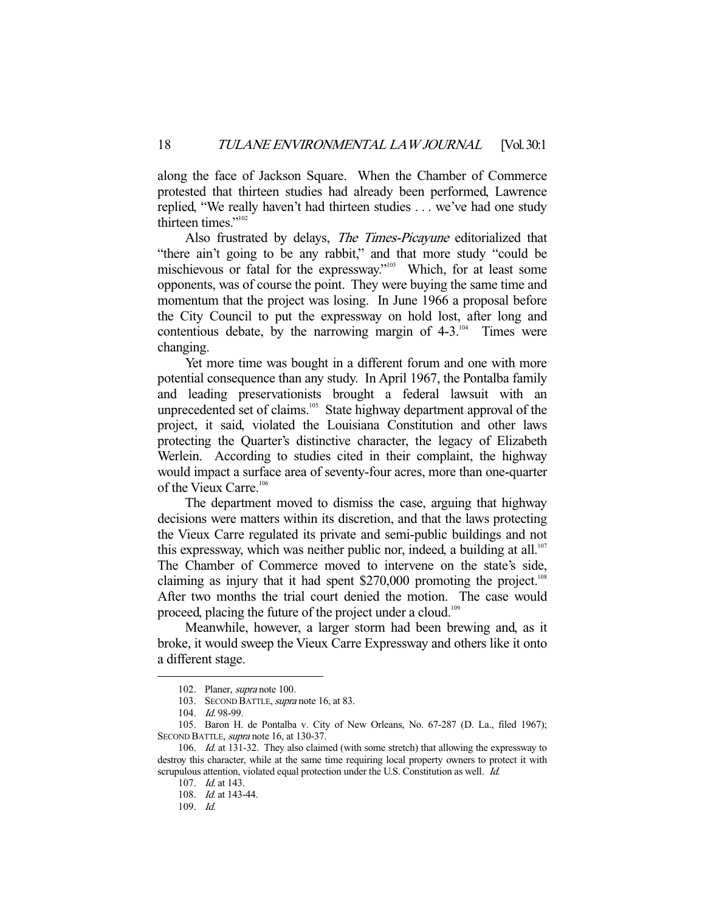along the face of Jackson Square. When the Chamber of Commerce protested that thirteen studies had already been performed, Lawrence replied, "We really haven't had thirteen studies . . . we've had one study thirteen times."[102]

Also frustrated by delays, *The Times-Picayune* editorialized that "there ain't going to be any rabbit," and that more study "could be mischievous or fatal for the expressway."[103] Which, for at least some opponents, was of course the point. They were buying the same time and momentum that the project was losing. In June 1966 a proposal before the City Council to put the expressway on hold lost, after long and contentious debate, by the narrowing margin of 4-3.[104] Times were changing.

Yet more time was bought in a different forum and one with more potential consequence than any study. In April 1967, the Pontalba family and leading preservationists brought a federal lawsuit with an unprecedented set of claims.[105] State highway department approval of the project, it said, violated the Louisiana Constitution and other laws protecting the Quarter's distinctive character, the legacy of Elizabeth Werlein. According to studies cited in their complaint, the highway would impact a surface area of seventy-four acres, more than one-quarter of the Vieux Carre.[106]

The department moved to dismiss the case, arguing that highway decisions were matters within its discretion, and that the laws protecting the Vieux Carre regulated its private and semi-public buildings and not this expressway, which was neither public nor, indeed, a building at all.[107] The Chamber of Commerce moved to intervene on the state's side, claiming as injury that it had spent $270,000 promoting the project.[108] After two months the trial court denied the motion. The case would proceed, placing the future of the project under a cloud.[109]

Meanwhile, however, a larger storm had been brewing and, as it broke, it would sweep the Vieux Carre Expressway and others like it onto a different stage.

---

102. Planer, *supra* note 100.

103. SECOND BATTLE, *supra* note 16, at 83.

104. *Id.* 98-99.

105. Baron H. de Pontalba v. City of New Orleans, No. 67-287 (D. La., filed 1967); SECOND BATTLE, *supra* note 16, at 130-37.

106. *Id.* at 131-32. They also claimed (with some stretch) that allowing the expressway to destroy this character, while at the same time requiring local property owners to protect it with scrupulous attention, violated equal protection under the U.S. Constitution as well. *Id.*

107. *Id.* at 143.

108. *Id.* at 143-44.

109. *Id.*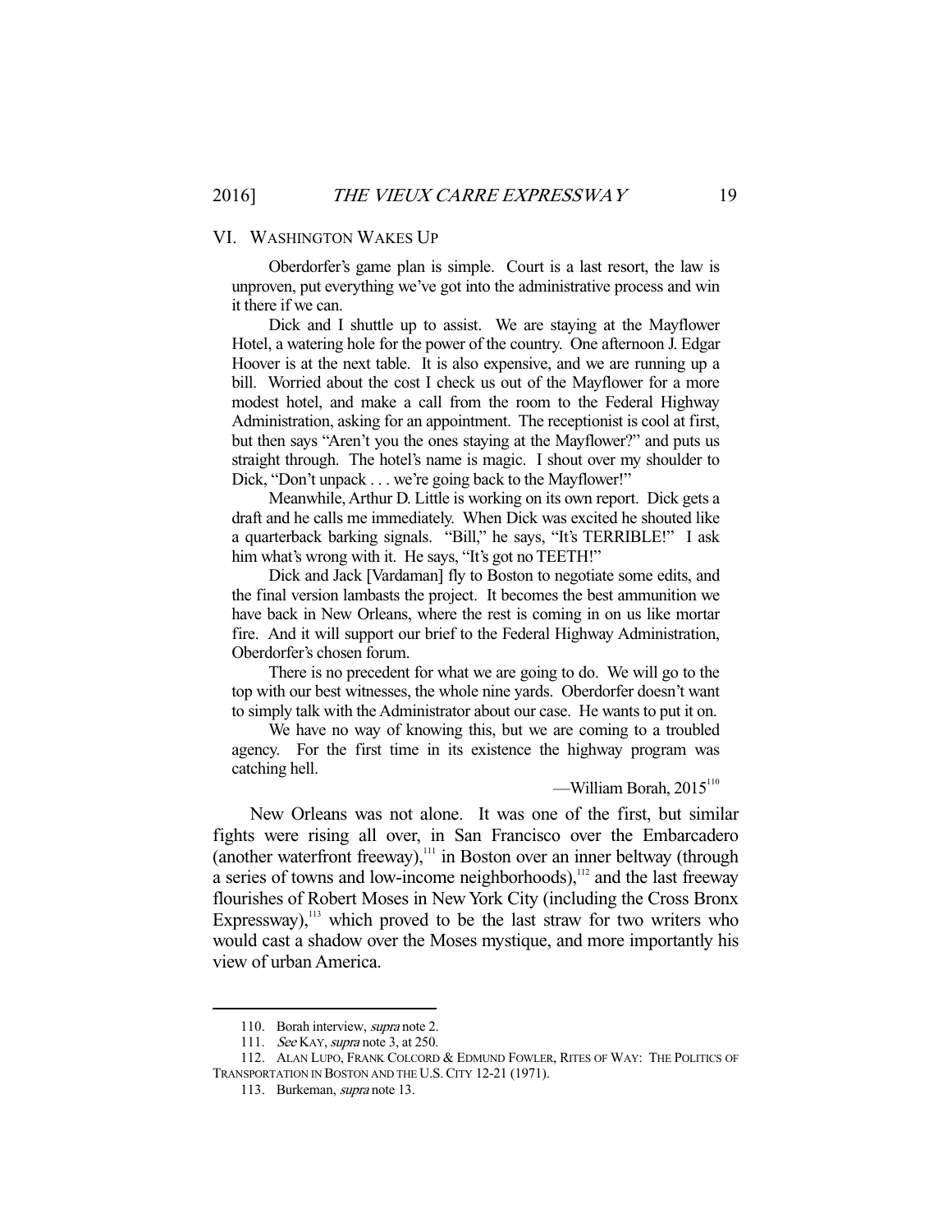## VI. WASHINGTON WAKES UP

> Oberdorfer's game plan is simple. Court is a last resort, the law is unproven, put everything we've got into the administrative process and win it there if we can.
>
> Dick and I shuttle up to assist. We are staying at the Mayflower Hotel, a watering hole for the power of the country. One afternoon J. Edgar Hoover is at the next table. It is also expensive, and we are running up a bill. Worried about the cost I check us out of the Mayflower for a more modest hotel, and make a call from the room to the Federal Highway Administration, asking for an appointment. The receptionist is cool at first, but then says "Aren't you the ones staying at the Mayflower?" and puts us straight through. The hotel's name is magic. I shout over my shoulder to Dick, "Don't unpack . . . we're going back to the Mayflower!"
>
> Meanwhile, Arthur D. Little is working on its own report. Dick gets a draft and he calls me immediately. When Dick was excited he shouted like a quarterback barking signals. "Bill," he says, "It's TERRIBLE!" I ask him what's wrong with it. He says, "It's got no TEETH!"
>
> Dick and Jack [Vardaman] fly to Boston to negotiate some edits, and the final version lambasts the project. It becomes the best ammunition we have back in New Orleans, where the rest is coming in on us like mortar fire. And it will support our brief to the Federal Highway Administration, Oberdorfer's chosen forum.
>
> There is no precedent for what we are going to do. We will go to the top with our best witnesses, the whole nine yards. Oberdorfer doesn't want to simply talk with the Administrator about our case. He wants to put it on.
>
> We have no way of knowing this, but we are coming to a troubled agency. For the first time in its existence the highway program was catching hell.
>
> —William Borah, 2015[110]

New Orleans was not alone. It was one of the first, but similar fights were rising all over, in San Francisco over the Embarcadero (another waterfront freeway),[111] in Boston over an inner beltway (through a series of towns and low-income neighborhoods),[112] and the last freeway flourishes of Robert Moses in New York City (including the Cross Bronx Expressway),[113] which proved to be the last straw for two writers who would cast a shadow over the Moses mystique, and more importantly his view of urban America.

---

110. Borah interview, *supra* note 2.

111. *See* KAY, *supra* note 3, at 250.

112. ALAN LUPO, FRANK COLCORD & EDMUND FOWLER, RITES OF WAY: THE POLITICS OF TRANSPORTATION IN BOSTON AND THE U.S. CITY 12-21 (1971).

113. Burkeman, *supra* note 13.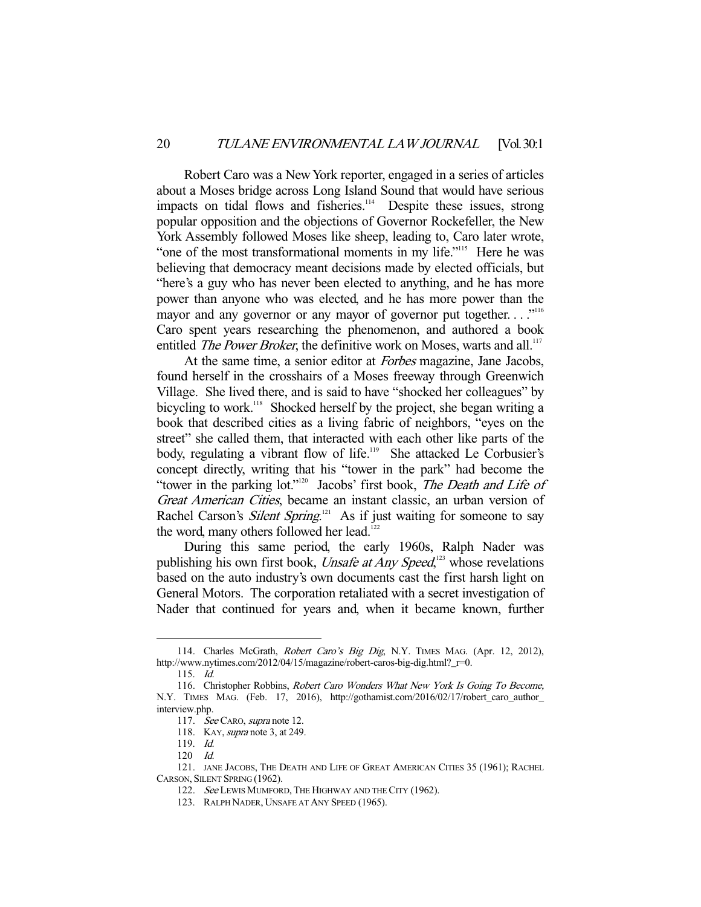Robert Caro was a New York reporter, engaged in a series of articles about a Moses bridge across Long Island Sound that would have serious impacts on tidal flows and fisheries.[114] Despite these issues, strong popular opposition and the objections of Governor Rockefeller, the New York Assembly followed Moses like sheep, leading to, Caro later wrote, "one of the most transformational moments in my life."[115] Here he was believing that democracy meant decisions made by elected officials, but "here's a guy who has never been elected to anything, and he has more power than anyone who was elected, and he has more power than the mayor and any governor or any mayor of governor put together. . . ."[116] Caro spent years researching the phenomenon, and authored a book entitled *The Power Broker*, the definitive work on Moses, warts and all.[117]

At the same time, a senior editor at *Forbes* magazine, Jane Jacobs, found herself in the crosshairs of a Moses freeway through Greenwich Village. She lived there, and is said to have "shocked her colleagues" by bicycling to work.[118] Shocked herself by the project, she began writing a book that described cities as a living fabric of neighbors, "eyes on the street" she called them, that interacted with each other like parts of the body, regulating a vibrant flow of life.[119] She attacked Le Corbusier's concept directly, writing that his "tower in the park" had become the "tower in the parking lot."[120] Jacobs' first book, *The Death and Life of Great American Cities*, became an instant classic, an urban version of Rachel Carson's *Silent Spring*.[121] As if just waiting for someone to say the word, many others followed her lead.[122]

During this same period, the early 1960s, Ralph Nader was publishing his own first book, *Unsafe at Any Speed*,[123] whose revelations based on the auto industry's own documents cast the first harsh light on General Motors. The corporation retaliated with a secret investigation of Nader that continued for years and, when it became known, further

---

114. Charles McGrath, *Robert Caro's Big Dig*, N.Y. TIMES MAG. (Apr. 12, 2012), http://www.nytimes.com/2012/04/15/magazine/robert-caros-big-dig.html?_r=0.

115. *Id.*

116. Christopher Robbins, *Robert Caro Wonders What New York Is Going To Become,* N.Y. TIMES MAG. (Feb. 17, 2016), http://gothamist.com/2016/02/17/robert_caro_author_interview.php.

117. *See* CARO, *supra* note 12.

118. KAY, *supra* note 3, at 249.

119. *Id.*

120 *Id.*

121. JANE JACOBS, THE DEATH AND LIFE OF GREAT AMERICAN CITIES 35 (1961); RACHEL CARSON, SILENT SPRING (1962).

122. *See* LEWIS MUMFORD, THE HIGHWAY AND THE CITY (1962).

123. RALPH NADER, UNSAFE AT ANY SPEED (1965).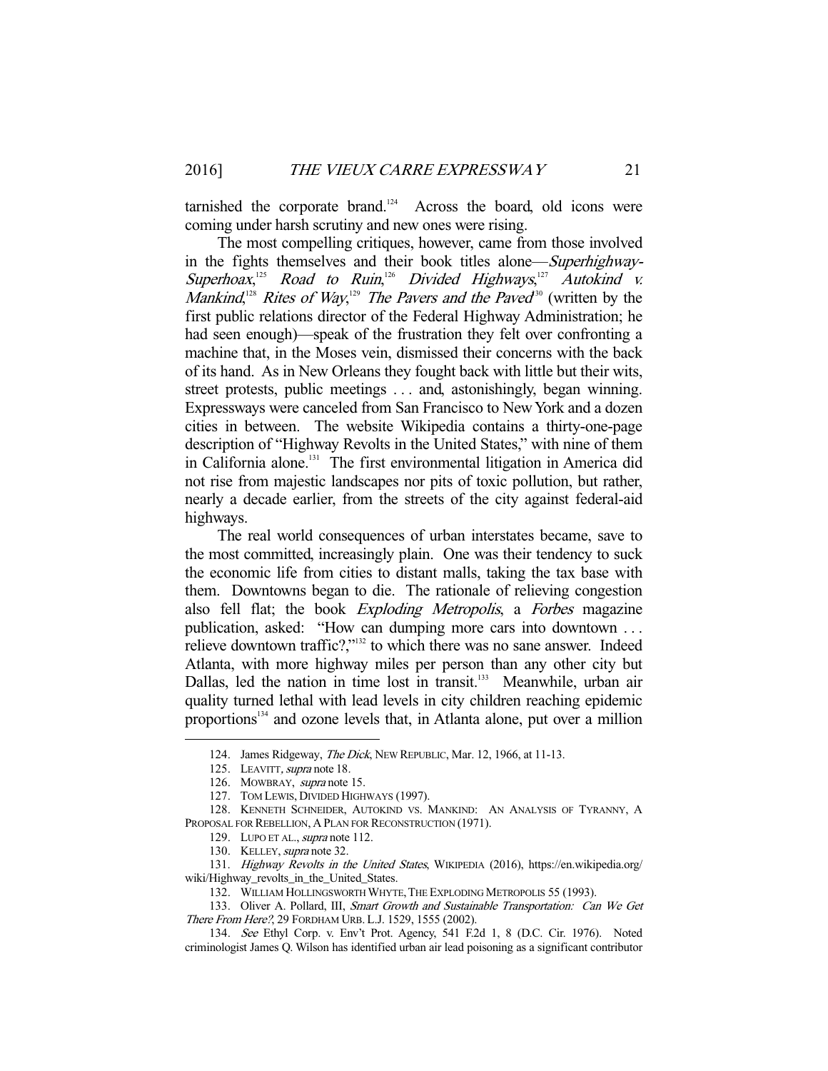tarnished the corporate brand.[124] Across the board, old icons were coming under harsh scrutiny and new ones were rising.

The most compelling critiques, however, came from those involved in the fights themselves and their book titles alone—*Superhighway-Superhoax*,[125] *Road to Ruin*,[126] *Divided Highways*,[127] *Autokind v. Mankind*,[128] *Rites of Way*,[129] *The Pavers and the Paved*[130] (written by the first public relations director of the Federal Highway Administration; he had seen enough)—speak of the frustration they felt over confronting a machine that, in the Moses vein, dismissed their concerns with the back of its hand. As in New Orleans they fought back with little but their wits, street protests, public meetings . . . and, astonishingly, began winning. Expressways were canceled from San Francisco to New York and a dozen cities in between. The website Wikipedia contains a thirty-one-page description of "Highway Revolts in the United States," with nine of them in California alone.[131] The first environmental litigation in America did not rise from majestic landscapes nor pits of toxic pollution, but rather, nearly a decade earlier, from the streets of the city against federal-aid highways.

The real world consequences of urban interstates became, save to the most committed, increasingly plain. One was their tendency to suck the economic life from cities to distant malls, taking the tax base with them. Downtowns began to die. The rationale of relieving congestion also fell flat; the book *Exploding Metropolis*, a *Forbes* magazine publication, asked: "How can dumping more cars into downtown . . . relieve downtown traffic?,"[132] to which there was no sane answer. Indeed Atlanta, with more highway miles per person than any other city but Dallas, led the nation in time lost in transit.[133] Meanwhile, urban air quality turned lethal with lead levels in city children reaching epidemic proportions[134] and ozone levels that, in Atlanta alone, put over a million

---

124. James Ridgeway, *The Dick*, NEW REPUBLIC, Mar. 12, 1966, at 11-13.

125. LEAVITT, *supra* note 18.

126. MOWBRAY, *supra* note 15.

127. TOM LEWIS, DIVIDED HIGHWAYS (1997).

128. KENNETH SCHNEIDER, AUTOKIND VS. MANKIND: AN ANALYSIS OF TYRANNY, A PROPOSAL FOR REBELLION, A PLAN FOR RECONSTRUCTION (1971).

129. LUPO ET AL., *supra* note 112.

130. KELLEY, *supra* note 32.

131. *Highway Revolts in the United States*, WIKIPEDIA (2016), https://en.wikipedia.org/wiki/Highway_revolts_in_the_United_States.

132. WILLIAM HOLLINGSWORTH WHYTE, THE EXPLODING METROPOLIS 55 (1993).

133. Oliver A. Pollard, III, *Smart Growth and Sustainable Transportation: Can We Get There From Here?*, 29 FORDHAM URB. L.J. 1529, 1555 (2002).

134. *See* Ethyl Corp. v. Env't Prot. Agency, 541 F.2d 1, 8 (D.C. Cir. 1976). Noted criminologist James Q. Wilson has identified urban air lead poisoning as a significant contributor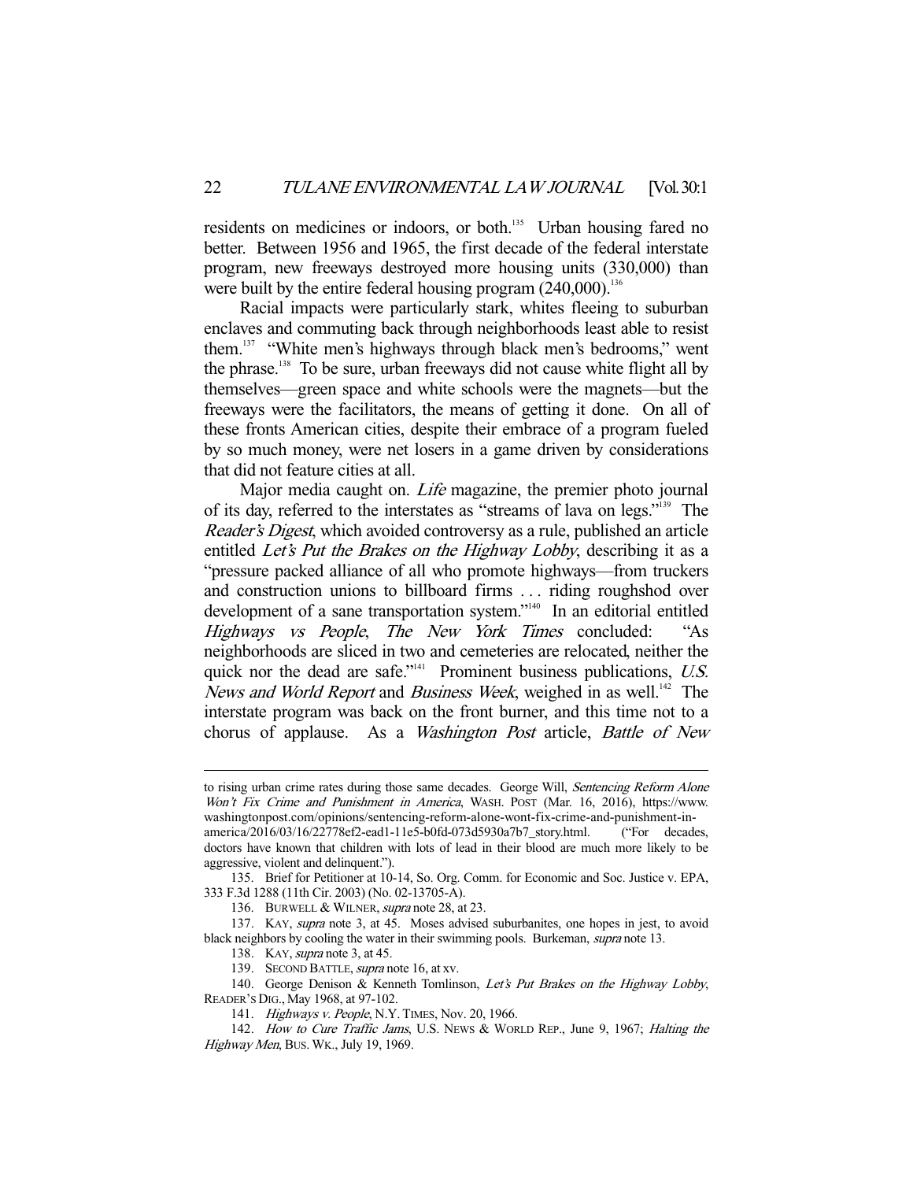residents on medicines or indoors, or both.[135] Urban housing fared no better. Between 1956 and 1965, the first decade of the federal interstate program, new freeways destroyed more housing units (330,000) than were built by the entire federal housing program (240,000).[136]

Racial impacts were particularly stark, whites fleeing to suburban enclaves and commuting back through neighborhoods least able to resist them.[137] "White men's highways through black men's bedrooms," went the phrase.[138] To be sure, urban freeways did not cause white flight all by themselves—green space and white schools were the magnets—but the freeways were the facilitators, the means of getting it done. On all of these fronts American cities, despite their embrace of a program fueled by so much money, were net losers in a game driven by considerations that did not feature cities at all.

Major media caught on. *Life* magazine, the premier photo journal of its day, referred to the interstates as "streams of lava on legs."[139] The *Reader's Digest*, which avoided controversy as a rule, published an article entitled *Let's Put the Brakes on the Highway Lobby*, describing it as a "pressure packed alliance of all who promote highways—from truckers and construction unions to billboard firms . . . riding roughshod over development of a sane transportation system."[140] In an editorial entitled *Highways vs People*, *The New York Times* concluded: "As neighborhoods are sliced in two and cemeteries are relocated, neither the quick nor the dead are safe."[141] Prominent business publications, *U.S. News and World Report* and *Business Week*, weighed in as well.[142] The interstate program was back on the front burner, and this time not to a chorus of applause. As a *Washington Post* article, *Battle of New*

---

to rising urban crime rates during those same decades. George Will, *Sentencing Reform Alone Won't Fix Crime and Punishment in America*, WASH. POST (Mar. 16, 2016), https://www.washingtonpost.com/opinions/sentencing-reform-alone-wont-fix-crime-and-punishment-in-america/2016/03/16/22778ef2-ead1-11e5-b0fd-073d5930a7b7_story.html. ("For decades, doctors have known that children with lots of lead in their blood are much more likely to be aggressive, violent and delinquent.").

135. Brief for Petitioner at 10-14, So. Org. Comm. for Economic and Soc. Justice v. EPA, 333 F.3d 1288 (11th Cir. 2003) (No. 02-13705-A).

136. BURWELL & WILNER, *supra* note 28, at 23.

137. KAY, *supra* note 3, at 45. Moses advised suburbanites, one hopes in jest, to avoid black neighbors by cooling the water in their swimming pools. Burkeman, *supra* note 13.

138. KAY, *supra* note 3, at 45.

139. SECOND BATTLE, *supra* note 16, at xv.

140. George Denison & Kenneth Tomlinson, *Let's Put Brakes on the Highway Lobby*, READER'S DIG., May 1968, at 97-102.

141. *Highways v. People*, N.Y. TIMES, Nov. 20, 1966.

142. *How to Cure Traffic Jams*, U.S. NEWS & WORLD REP., June 9, 1967; *Halting the Highway Men*, BUS. WK., July 19, 1969.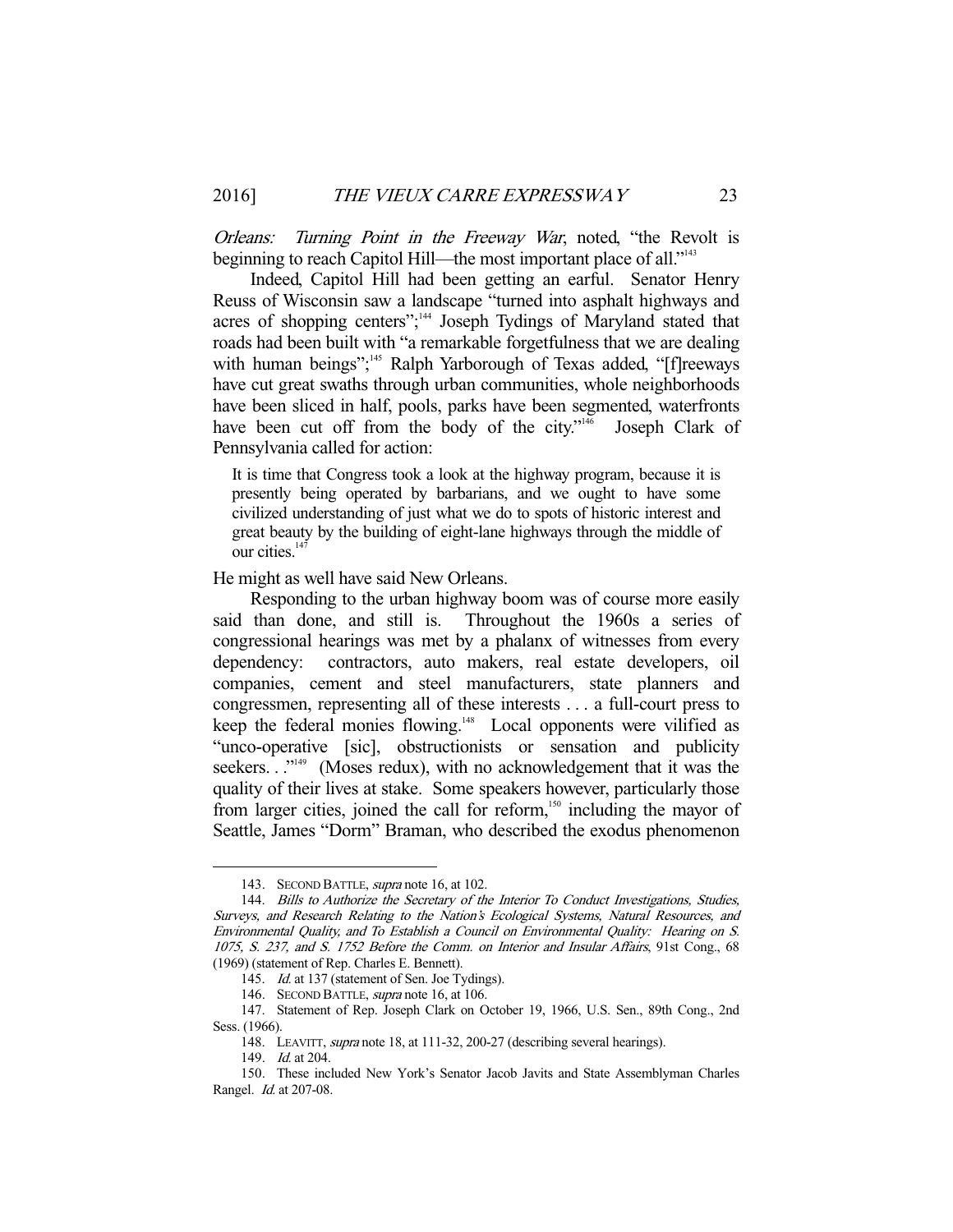*Orleans: Turning Point in the Freeway War*, noted, "the Revolt is beginning to reach Capitol Hill—the most important place of all."[143]

Indeed, Capitol Hill had been getting an earful. Senator Henry Reuss of Wisconsin saw a landscape "turned into asphalt highways and acres of shopping centers";[144] Joseph Tydings of Maryland stated that roads had been built with "a remarkable forgetfulness that we are dealing with human beings";[145] Ralph Yarborough of Texas added, "[f]reeways have cut great swaths through urban communities, whole neighborhoods have been sliced in half, pools, parks have been segmented, waterfronts have been cut off from the body of the city."[146] Joseph Clark of Pennsylvania called for action:

> It is time that Congress took a look at the highway program, because it is presently being operated by barbarians, and we ought to have some civilized understanding of just what we do to spots of historic interest and great beauty by the building of eight-lane highways through the middle of our cities.[147]

He might as well have said New Orleans.

Responding to the urban highway boom was of course more easily said than done, and still is. Throughout the 1960s a series of congressional hearings was met by a phalanx of witnesses from every dependency: contractors, auto makers, real estate developers, oil companies, cement and steel manufacturers, state planners and congressmen, representing all of these interests . . . a full-court press to keep the federal monies flowing.[148] Local opponents were vilified as "unco-operative [sic], obstructionists or sensation and publicity seekers. . ."[149] (Moses redux), with no acknowledgement that it was the quality of their lives at stake. Some speakers however, particularly those from larger cities, joined the call for reform,[150] including the mayor of Seattle, James "Dorm" Braman, who described the exodus phenomenon

---

143. SECOND BATTLE, *supra* note 16, at 102.

144. *Bills to Authorize the Secretary of the Interior To Conduct Investigations, Studies, Surveys, and Research Relating to the Nation's Ecological Systems, Natural Resources, and Environmental Quality, and To Establish a Council on Environmental Quality: Hearing on S. 1075, S. 237, and S. 1752 Before the Comm. on Interior and Insular Affairs*, 91st Cong., 68 (1969) (statement of Rep. Charles E. Bennett).

145. *Id.* at 137 (statement of Sen. Joe Tydings).

146. SECOND BATTLE, *supra* note 16, at 106.

147. Statement of Rep. Joseph Clark on October 19, 1966, U.S. Sen., 89th Cong., 2nd Sess. (1966).

148. LEAVITT, *supra* note 18, at 111-32, 200-27 (describing several hearings).

149. *Id.* at 204.

150. These included New York's Senator Jacob Javits and State Assemblyman Charles Rangel. *Id.* at 207-08.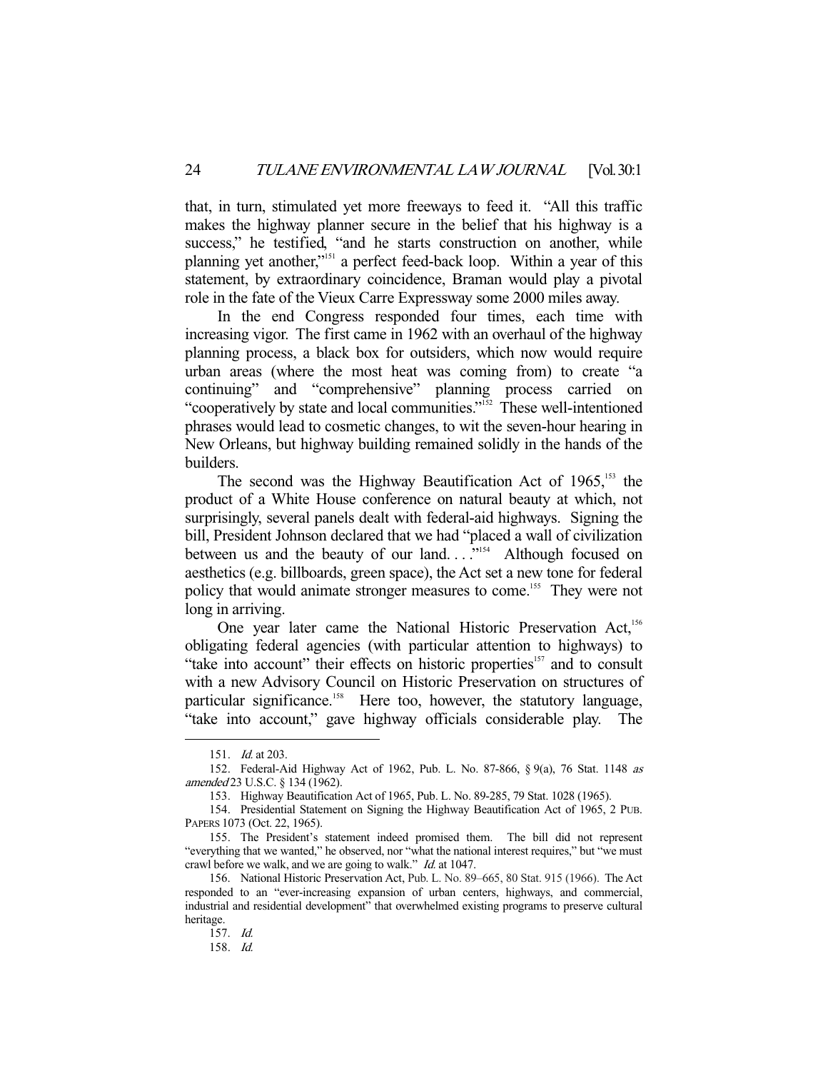that, in turn, stimulated yet more freeways to feed it. "All this traffic makes the highway planner secure in the belief that his highway is a success," he testified, "and he starts construction on another, while planning yet another,"[151] a perfect feed-back loop. Within a year of this statement, by extraordinary coincidence, Braman would play a pivotal role in the fate of the Vieux Carre Expressway some 2000 miles away.

In the end Congress responded four times, each time with increasing vigor. The first came in 1962 with an overhaul of the highway planning process, a black box for outsiders, which now would require urban areas (where the most heat was coming from) to create "a continuing" and "comprehensive" planning process carried on "cooperatively by state and local communities."[152] These well-intentioned phrases would lead to cosmetic changes, to wit the seven-hour hearing in New Orleans, but highway building remained solidly in the hands of the builders.

The second was the Highway Beautification Act of 1965,[153] the product of a White House conference on natural beauty at which, not surprisingly, several panels dealt with federal-aid highways. Signing the bill, President Johnson declared that we had "placed a wall of civilization between us and the beauty of our land. . . ."[154] Although focused on aesthetics (e.g. billboards, green space), the Act set a new tone for federal policy that would animate stronger measures to come.[155] They were not long in arriving.

One year later came the National Historic Preservation Act,[156] obligating federal agencies (with particular attention to highways) to "take into account" their effects on historic properties[157] and to consult with a new Advisory Council on Historic Preservation on structures of particular significance.[158] Here too, however, the statutory language, "take into account," gave highway officials considerable play. The

---

151. *Id.* at 203.

152. Federal-Aid Highway Act of 1962, Pub. L. No. 87-866, § 9(a), 76 Stat. 1148 *as amended* 23 U.S.C. § 134 (1962).

153. Highway Beautification Act of 1965, Pub. L. No. 89-285, 79 Stat. 1028 (1965).

154. Presidential Statement on Signing the Highway Beautification Act of 1965, 2 PUB. PAPERS 1073 (Oct. 22, 1965).

155. The President's statement indeed promised them. The bill did not represent "everything that we wanted," he observed, nor "what the national interest requires," but "we must crawl before we walk, and we are going to walk." *Id.* at 1047.

156. National Historic Preservation Act, Pub. L. No. 89–665, 80 Stat. 915 (1966). The Act responded to an "ever-increasing expansion of urban centers, highways, and commercial, industrial and residential development" that overwhelmed existing programs to preserve cultural heritage.

157. *Id.*

158. *Id.*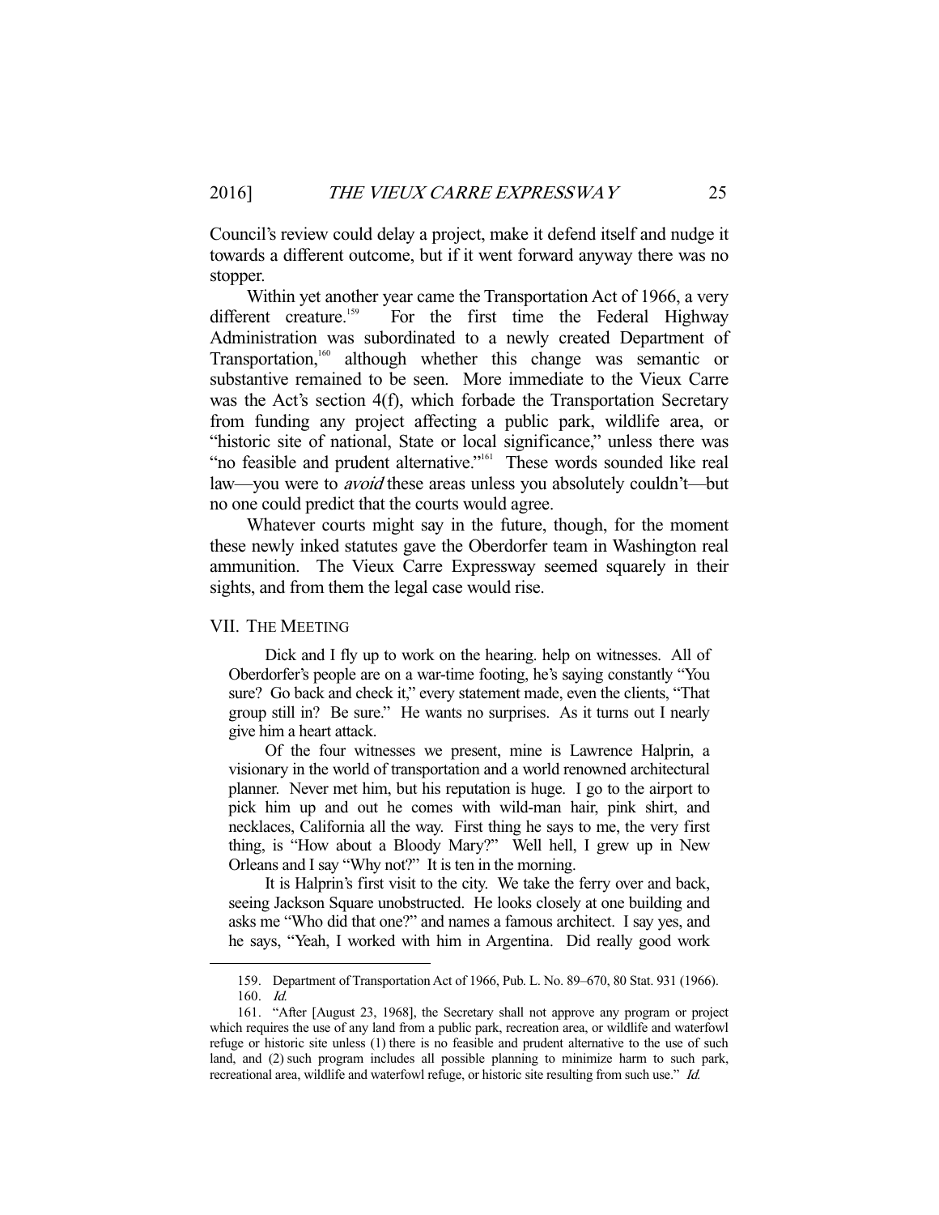Council's review could delay a project, make it defend itself and nudge it towards a different outcome, but if it went forward anyway there was no stopper.

Within yet another year came the Transportation Act of 1966, a very different creature.[159] For the first time the Federal Highway Administration was subordinated to a newly created Department of Transportation,[160] although whether this change was semantic or substantive remained to be seen. More immediate to the Vieux Carre was the Act's section 4(f), which forbade the Transportation Secretary from funding any project affecting a public park, wildlife area, or "historic site of national, State or local significance," unless there was "no feasible and prudent alternative."[161] These words sounded like real law—you were to *avoid* these areas unless you absolutely couldn't—but no one could predict that the courts would agree.

Whatever courts might say in the future, though, for the moment these newly inked statutes gave the Oberdorfer team in Washington real ammunition. The Vieux Carre Expressway seemed squarely in their sights, and from them the legal case would rise.

## VII. The Meeting

Dick and I fly up to work on the hearing. help on witnesses. All of Oberdorfer's people are on a war-time footing, he's saying constantly "You sure? Go back and check it," every statement made, even the clients, "That group still in? Be sure." He wants no surprises. As it turns out I nearly give him a heart attack.

Of the four witnesses we present, mine is Lawrence Halprin, a visionary in the world of transportation and a world renowned architectural planner. Never met him, but his reputation is huge. I go to the airport to pick him up and out he comes with wild-man hair, pink shirt, and necklaces, California all the way. First thing he says to me, the very first thing, is "How about a Bloody Mary?" Well hell, I grew up in New Orleans and I say "Why not?" It is ten in the morning.

It is Halprin's first visit to the city. We take the ferry over and back, seeing Jackson Square unobstructed. He looks closely at one building and asks me "Who did that one?" and names a famous architect. I say yes, and he says, "Yeah, I worked with him in Argentina. Did really good work

---

159. Department of Transportation Act of 1966, Pub. L. No. 89–670, 80 Stat. 931 (1966).

160. *Id.*

161. "After [August 23, 1968], the Secretary shall not approve any program or project which requires the use of any land from a public park, recreation area, or wildlife and waterfowl refuge or historic site unless (1) there is no feasible and prudent alternative to the use of such land, and (2) such program includes all possible planning to minimize harm to such park, recreational area, wildlife and waterfowl refuge, or historic site resulting from such use." *Id.*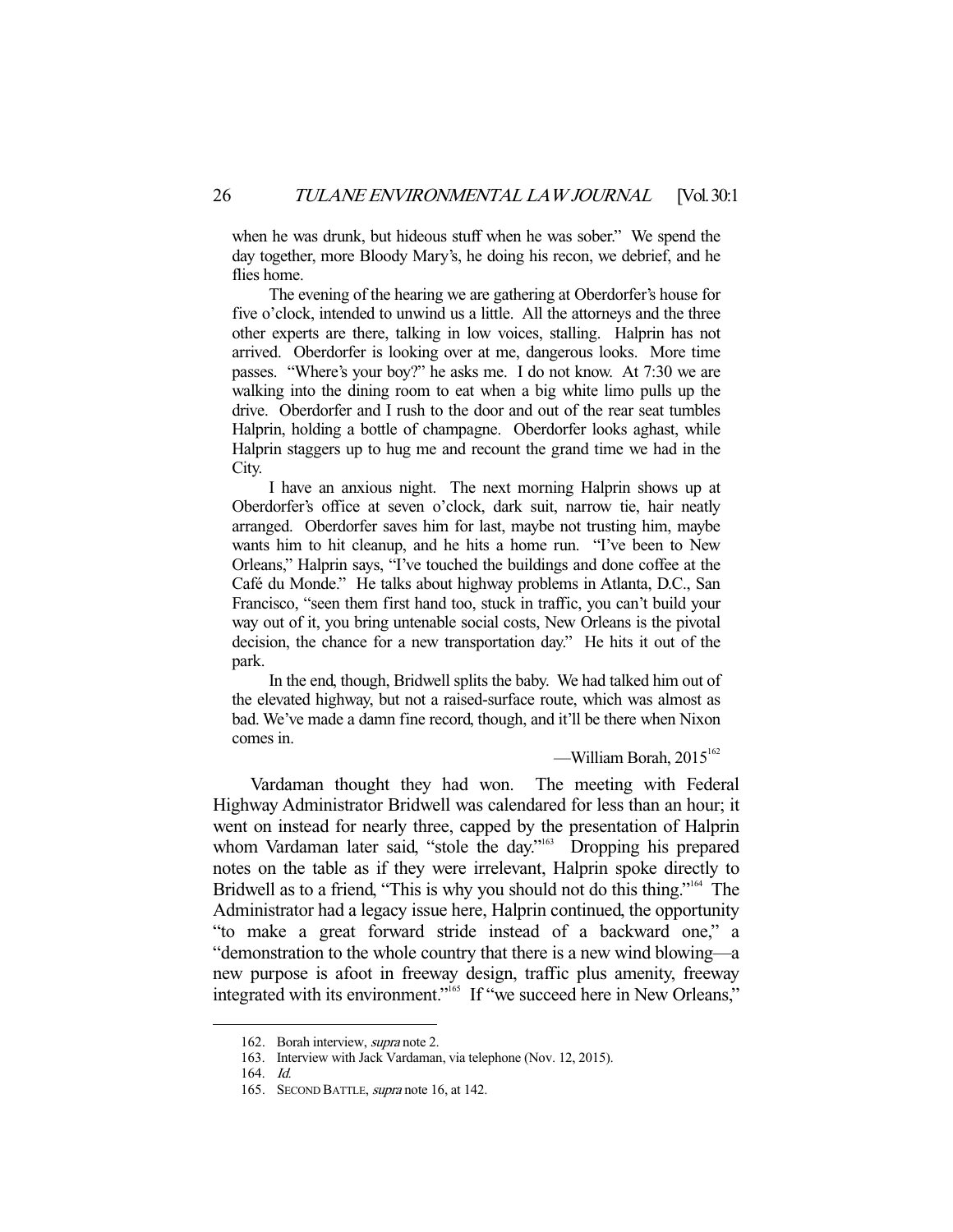when he was drunk, but hideous stuff when he was sober." We spend the day together, more Bloody Mary's, he doing his recon, we debrief, and he flies home.

The evening of the hearing we are gathering at Oberdorfer's house for five o'clock, intended to unwind us a little. All the attorneys and the three other experts are there, talking in low voices, stalling. Halprin has not arrived. Oberdorfer is looking over at me, dangerous looks. More time passes. "Where's your boy?" he asks me. I do not know. At 7:30 we are walking into the dining room to eat when a big white limo pulls up the drive. Oberdorfer and I rush to the door and out of the rear seat tumbles Halprin, holding a bottle of champagne. Oberdorfer looks aghast, while Halprin staggers up to hug me and recount the grand time we had in the City.

I have an anxious night. The next morning Halprin shows up at Oberdorfer's office at seven o'clock, dark suit, narrow tie, hair neatly arranged. Oberdorfer saves him for last, maybe not trusting him, maybe wants him to hit cleanup, and he hits a home run. "I've been to New Orleans," Halprin says, "I've touched the buildings and done coffee at the Café du Monde." He talks about highway problems in Atlanta, D.C., San Francisco, "seen them first hand too, stuck in traffic, you can't build your way out of it, you bring untenable social costs, New Orleans is the pivotal decision, the chance for a new transportation day." He hits it out of the park.

In the end, though, Bridwell splits the baby. We had talked him out of the elevated highway, but not a raised-surface route, which was almost as bad. We've made a damn fine record, though, and it'll be there when Nixon comes in.

—William Borah, 2015[162]

Vardaman thought they had won. The meeting with Federal Highway Administrator Bridwell was calendared for less than an hour; it went on instead for nearly three, capped by the presentation of Halprin whom Vardaman later said, "stole the day."[163] Dropping his prepared notes on the table as if they were irrelevant, Halprin spoke directly to Bridwell as to a friend, "This is why you should not do this thing."[164] The Administrator had a legacy issue here, Halprin continued, the opportunity "to make a great forward stride instead of a backward one," a "demonstration to the whole country that there is a new wind blowing—a new purpose is afoot in freeway design, traffic plus amenity, freeway integrated with its environment."[165] If "we succeed here in New Orleans,"

---

162. Borah interview, *supra* note 2.

163. Interview with Jack Vardaman, via telephone (Nov. 12, 2015).

164. *Id.*

165. SECOND BATTLE, *supra* note 16, at 142.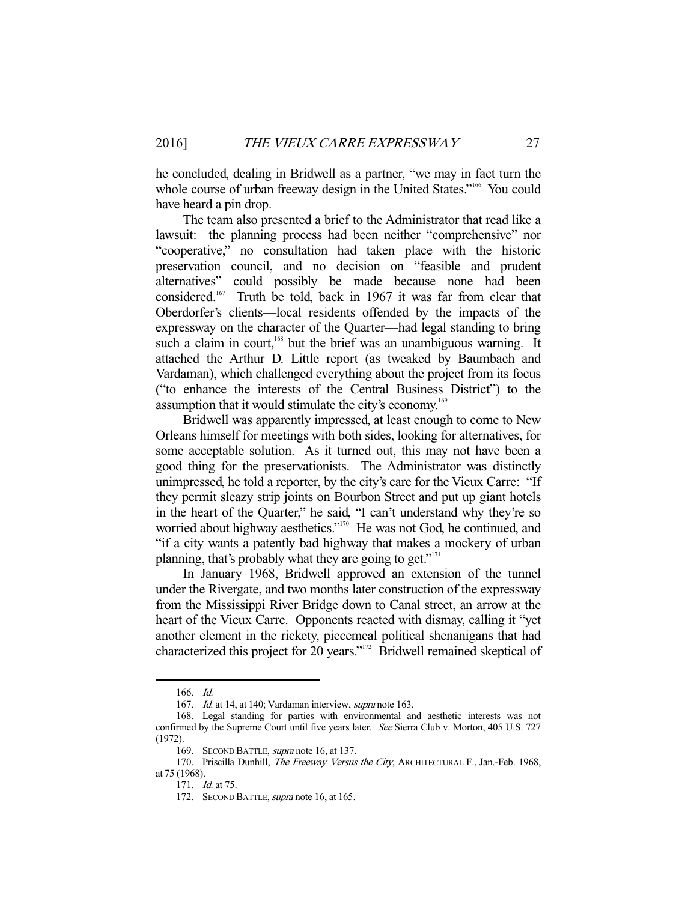he concluded, dealing in Bridwell as a partner, "we may in fact turn the whole course of urban freeway design in the United States."[166] You could have heard a pin drop.

The team also presented a brief to the Administrator that read like a lawsuit: the planning process had been neither "comprehensive" nor "cooperative," no consultation had taken place with the historic preservation council, and no decision on "feasible and prudent alternatives" could possibly be made because none had been considered.[167] Truth be told, back in 1967 it was far from clear that Oberdorfer's clients—local residents offended by the impacts of the expressway on the character of the Quarter—had legal standing to bring such a claim in court,[168] but the brief was an unambiguous warning. It attached the Arthur D. Little report (as tweaked by Baumbach and Vardaman), which challenged everything about the project from its focus ("to enhance the interests of the Central Business District") to the assumption that it would stimulate the city's economy.[169]

Bridwell was apparently impressed, at least enough to come to New Orleans himself for meetings with both sides, looking for alternatives, for some acceptable solution. As it turned out, this may not have been a good thing for the preservationists. The Administrator was distinctly unimpressed, he told a reporter, by the city's care for the Vieux Carre: "If they permit sleazy strip joints on Bourbon Street and put up giant hotels in the heart of the Quarter," he said, "I can't understand why they're so worried about highway aesthetics."[170] He was not God, he continued, and "if a city wants a patently bad highway that makes a mockery of urban planning, that's probably what they are going to get."[171]

In January 1968, Bridwell approved an extension of the tunnel under the Rivergate, and two months later construction of the expressway from the Mississippi River Bridge down to Canal street, an arrow at the heart of the Vieux Carre. Opponents reacted with dismay, calling it "yet another element in the rickety, piecemeal political shenanigans that had characterized this project for 20 years."[172] Bridwell remained skeptical of

---

166. *Id.*

167. *Id.* at 14, at 140; Vardaman interview, *supra* note 163.

168. Legal standing for parties with environmental and aesthetic interests was not confirmed by the Supreme Court until five years later. *See* Sierra Club v. Morton, 405 U.S. 727 (1972).

169. SECOND BATTLE, *supra* note 16, at 137.

170. Priscilla Dunhill, *The Freeway Versus the City*, ARCHITECTURAL F., Jan.-Feb. 1968, at 75 (1968).

171. *Id.* at 75.

172. SECOND BATTLE, *supra* note 16, at 165.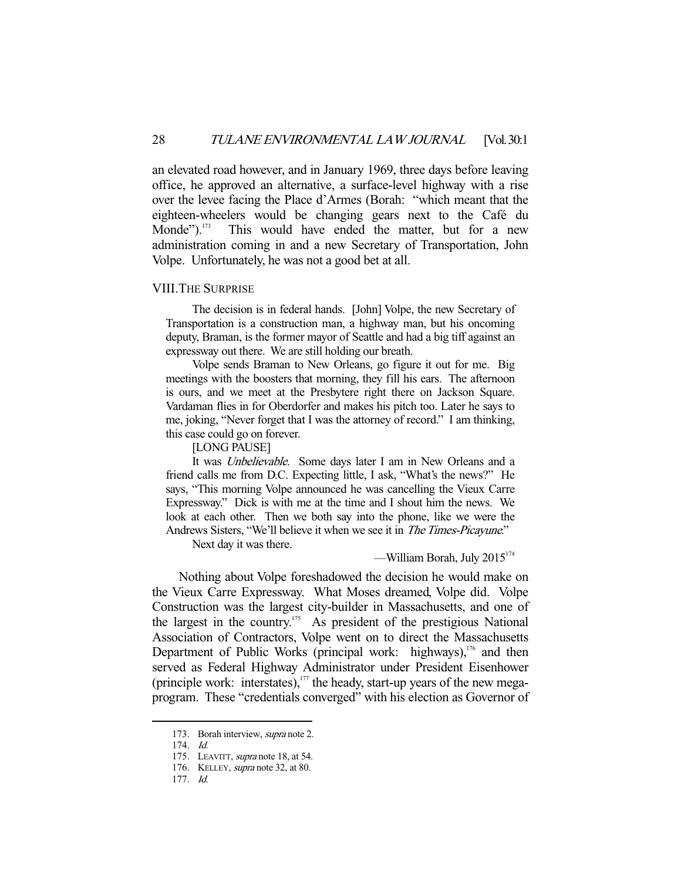an elevated road however, and in January 1969, three days before leaving office, he approved an alternative, a surface-level highway with a rise over the levee facing the Place d'Armes (Borah: "which meant that the eighteen-wheelers would be changing gears next to the Café du Monde").[173] This would have ended the matter, but for a new administration coming in and a new Secretary of Transportation, John Volpe. Unfortunately, he was not a good bet at all.

## VIII. THE SURPRISE

> The decision is in federal hands. [John] Volpe, the new Secretary of Transportation is a construction man, a highway man, but his oncoming deputy, Braman, is the former mayor of Seattle and had a big tiff against an expressway out there. We are still holding our breath.
>
> Volpe sends Braman to New Orleans, go figure it out for me. Big meetings with the boosters that morning, they fill his ears. The afternoon is ours, and we meet at the Presbytere right there on Jackson Square. Vardaman flies in for Oberdorfer and makes his pitch too. Later he says to me, joking, "Never forget that I was the attorney of record." I am thinking, this case could go on forever.
>
> [LONG PAUSE]
>
> It was *Unbelievable*. Some days later I am in New Orleans and a friend calls me from D.C. Expecting little, I ask, "What's the news?" He says, "This morning Volpe announced he was cancelling the Vieux Carre Expressway." Dick is with me at the time and I shout him the news. We look at each other. Then we both say into the phone, like we were the Andrews Sisters, "We'll believe it when we see it in *The Times-Picayune*."
>
> Next day it was there.
>
> —William Borah, July 2015[174]

Nothing about Volpe foreshadowed the decision he would make on the Vieux Carre Expressway. What Moses dreamed, Volpe did. Volpe Construction was the largest city-builder in Massachusetts, and one of the largest in the country.[175] As president of the prestigious National Association of Contractors, Volpe went on to direct the Massachusetts Department of Public Works (principal work: highways),[176] and then served as Federal Highway Administrator under President Eisenhower (principle work: interstates),[177] the heady, start-up years of the new mega-program. These "credentials converged" with his election as Governor of

---

173. Borah interview, *supra* note 2.

174. *Id.*

175. LEAVITT, *supra* note 18, at 54.

176. KELLEY, *supra* note 32, at 80.

177. *Id.*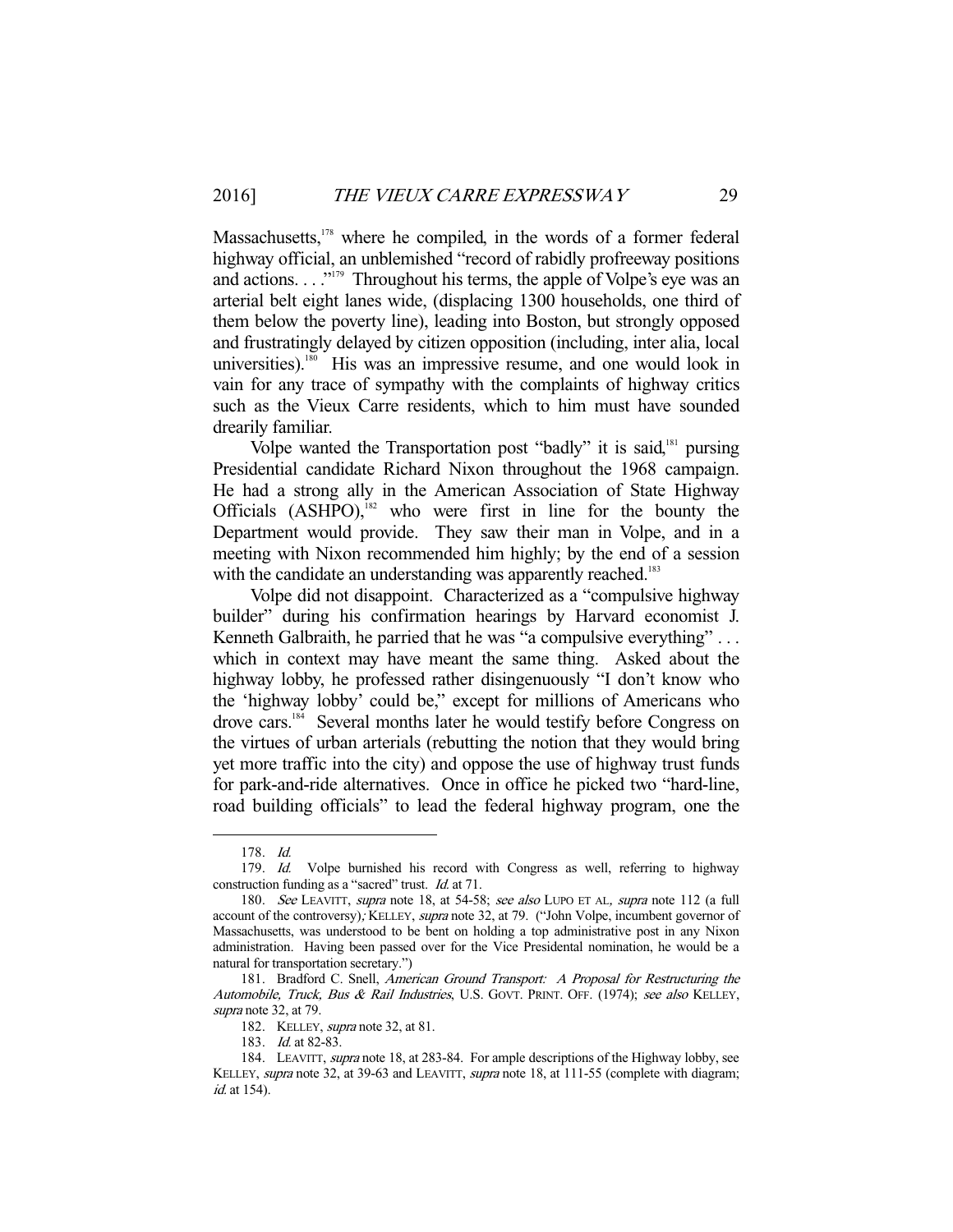Massachusetts,[178] where he compiled, in the words of a former federal highway official, an unblemished "record of rabidly profreeway positions and actions. . . ."[179] Throughout his terms, the apple of Volpe's eye was an arterial belt eight lanes wide, (displacing 1300 households, one third of them below the poverty line), leading into Boston, but strongly opposed and frustratingly delayed by citizen opposition (including, inter alia, local universities).[180] His was an impressive resume, and one would look in vain for any trace of sympathy with the complaints of highway critics such as the Vieux Carre residents, which to him must have sounded drearily familiar.

Volpe wanted the Transportation post "badly" it is said,[181] pursing Presidential candidate Richard Nixon throughout the 1968 campaign. He had a strong ally in the American Association of State Highway Officials (ASHPO),[182] who were first in line for the bounty the Department would provide. They saw their man in Volpe, and in a meeting with Nixon recommended him highly; by the end of a session with the candidate an understanding was apparently reached.[183]

Volpe did not disappoint. Characterized as a "compulsive highway builder" during his confirmation hearings by Harvard economist J. Kenneth Galbraith, he parried that he was "a compulsive everything" . . . which in context may have meant the same thing. Asked about the highway lobby, he professed rather disingenuously "I don't know who the 'highway lobby' could be," except for millions of Americans who drove cars.[184] Several months later he would testify before Congress on the virtues of urban arterials (rebutting the notion that they would bring yet more traffic into the city) and oppose the use of highway trust funds for park-and-ride alternatives. Once in office he picked two "hard-line, road building officials" to lead the federal highway program, one the

---

178. *Id.*

179. *Id.* Volpe burnished his record with Congress as well, referring to highway construction funding as a "sacred" trust. *Id.* at 71.

180. *See* LEAVITT, *supra* note 18, at 54-58; *see also* LUPO ET AL, *supra* note 112 (a full account of the controversy); KELLEY, *supra* note 32, at 79. ("John Volpe, incumbent governor of Massachusetts, was understood to be bent on holding a top administrative post in any Nixon administration. Having been passed over for the Vice Presidental nomination, he would be a natural for transportation secretary.")

181. Bradford C. Snell, *American Ground Transport: A Proposal for Restructuring the Automobile, Truck, Bus & Rail Industries*, U.S. GOVT. PRINT. OFF. (1974); *see also* KELLEY, *supra* note 32, at 79.

182. KELLEY, *supra* note 32, at 81.

183. *Id.* at 82-83.

184. LEAVITT, *supra* note 18, at 283-84. For ample descriptions of the Highway lobby, see KELLEY, *supra* note 32, at 39-63 and LEAVITT, *supra* note 18, at 111-55 (complete with diagram; *id.* at 154).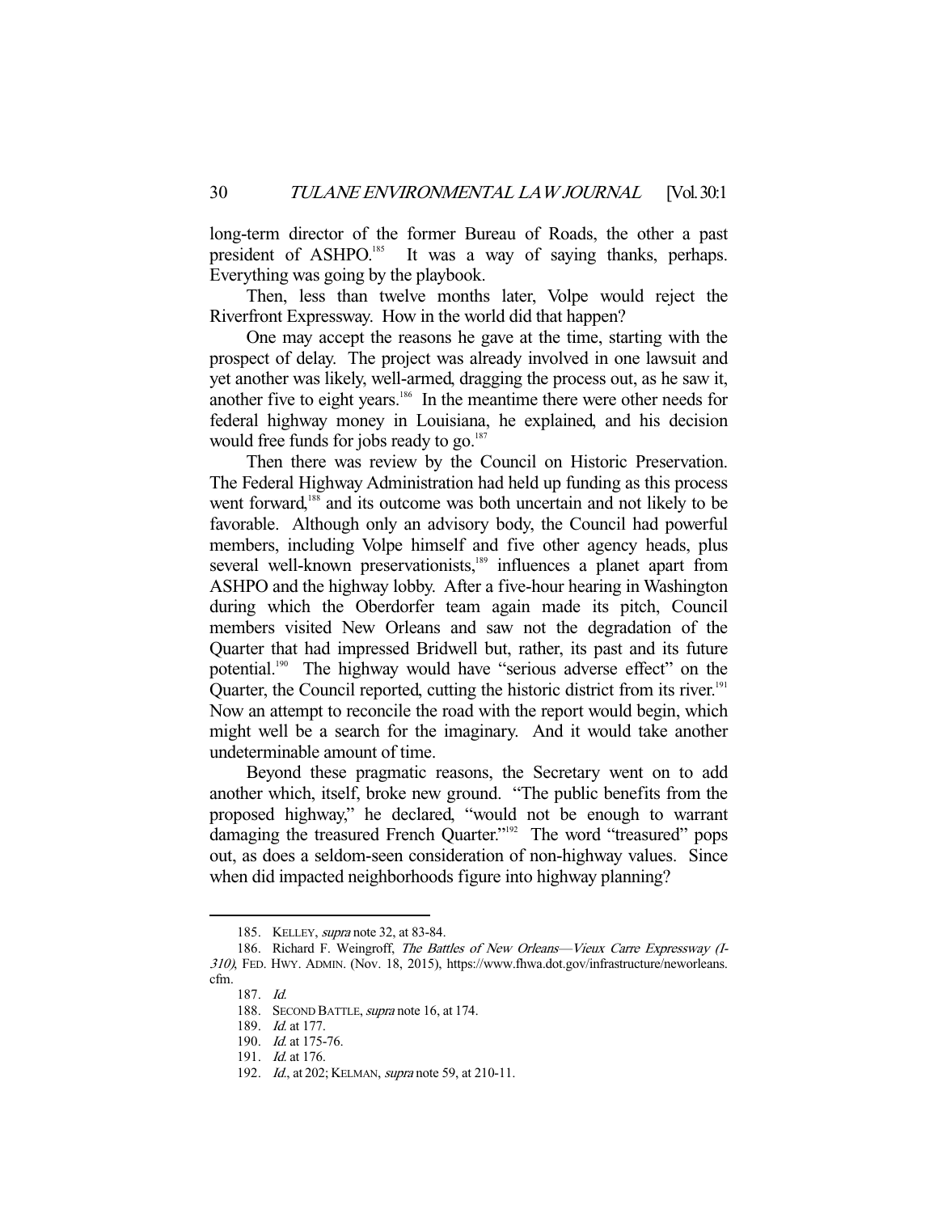long-term director of the former Bureau of Roads, the other a past president of ASHPO.[185] It was a way of saying thanks, perhaps. Everything was going by the playbook.

Then, less than twelve months later, Volpe would reject the Riverfront Expressway. How in the world did that happen?

One may accept the reasons he gave at the time, starting with the prospect of delay. The project was already involved in one lawsuit and yet another was likely, well-armed, dragging the process out, as he saw it, another five to eight years.[186] In the meantime there were other needs for federal highway money in Louisiana, he explained, and his decision would free funds for jobs ready to go.[187]

Then there was review by the Council on Historic Preservation. The Federal Highway Administration had held up funding as this process went forward,[188] and its outcome was both uncertain and not likely to be favorable. Although only an advisory body, the Council had powerful members, including Volpe himself and five other agency heads, plus several well-known preservationists,[189] influences a planet apart from ASHPO and the highway lobby. After a five-hour hearing in Washington during which the Oberdorfer team again made its pitch, Council members visited New Orleans and saw not the degradation of the Quarter that had impressed Bridwell but, rather, its past and its future potential.[190] The highway would have "serious adverse effect" on the Quarter, the Council reported, cutting the historic district from its river.[191] Now an attempt to reconcile the road with the report would begin, which might well be a search for the imaginary. And it would take another undeterminable amount of time.

Beyond these pragmatic reasons, the Secretary went on to add another which, itself, broke new ground. "The public benefits from the proposed highway," he declared, "would not be enough to warrant damaging the treasured French Quarter."[192] The word "treasured" pops out, as does a seldom-seen consideration of non-highway values. Since when did impacted neighborhoods figure into highway planning?

---

185. KELLEY, *supra* note 32, at 83-84.

186. Richard F. Weingroff, *The Battles of New Orleans—Vieux Carre Expressway (I-310)*, FED. HWY. ADMIN. (Nov. 18, 2015), https://www.fhwa.dot.gov/infrastructure/neworleans.cfm.

187. *Id.*

188. SECOND BATTLE, *supra* note 16, at 174.

189. *Id.* at 177.

190. *Id.* at 175-76.

191. *Id.* at 176.

192. *Id.*, at 202; KELMAN, *supra* note 59, at 210-11.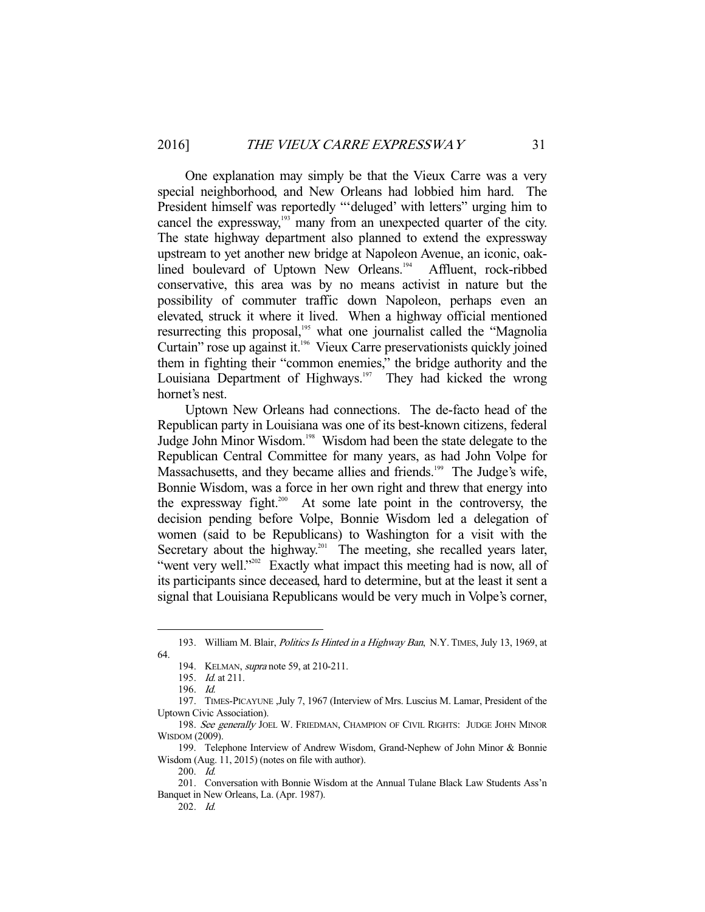One explanation may simply be that the Vieux Carre was a very special neighborhood, and New Orleans had lobbied him hard. The President himself was reportedly "'deluged' with letters" urging him to cancel the expressway,[193] many from an unexpected quarter of the city. The state highway department also planned to extend the expressway upstream to yet another new bridge at Napoleon Avenue, an iconic, oak-lined boulevard of Uptown New Orleans.[194] Affluent, rock-ribbed conservative, this area was by no means activist in nature but the possibility of commuter traffic down Napoleon, perhaps even an elevated, struck it where it lived. When a highway official mentioned resurrecting this proposal,[195] what one journalist called the "Magnolia Curtain" rose up against it.[196] Vieux Carre preservationists quickly joined them in fighting their "common enemies," the bridge authority and the Louisiana Department of Highways.[197] They had kicked the wrong hornet's nest.

Uptown New Orleans had connections. The de-facto head of the Republican party in Louisiana was one of its best-known citizens, federal Judge John Minor Wisdom.[198] Wisdom had been the state delegate to the Republican Central Committee for many years, as had John Volpe for Massachusetts, and they became allies and friends.[199] The Judge's wife, Bonnie Wisdom, was a force in her own right and threw that energy into the expressway fight.[200] At some late point in the controversy, the decision pending before Volpe, Bonnie Wisdom led a delegation of women (said to be Republicans) to Washington for a visit with the Secretary about the highway.[201] The meeting, she recalled years later, "went very well."[202] Exactly what impact this meeting had is now, all of its participants since deceased, hard to determine, but at the least it sent a signal that Louisiana Republicans would be very much in Volpe's corner,

---

193. William M. Blair, *Politics Is Hinted in a Highway Ban*, N.Y. TIMES, July 13, 1969, at 64.

194. KELMAN, *supra* note 59, at 210-211.

195. *Id.* at 211.

196. *Id.*

197. TIMES-PICAYUNE ,July 7, 1967 (Interview of Mrs. Luscius M. Lamar, President of the Uptown Civic Association).

198. *See generally* JOEL W. FRIEDMAN, CHAMPION OF CIVIL RIGHTS: JUDGE JOHN MINOR WISDOM (2009).

199. Telephone Interview of Andrew Wisdom, Grand-Nephew of John Minor & Bonnie Wisdom (Aug. 11, 2015) (notes on file with author).

200. *Id.*

201. Conversation with Bonnie Wisdom at the Annual Tulane Black Law Students Ass'n Banquet in New Orleans, La. (Apr. 1987).

202. *Id.*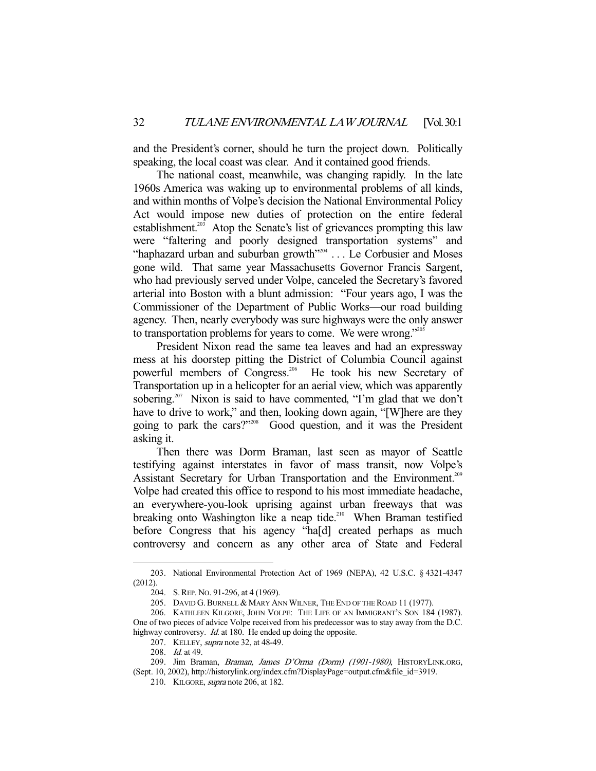and the President's corner, should he turn the project down. Politically speaking, the local coast was clear. And it contained good friends.

The national coast, meanwhile, was changing rapidly. In the late 1960s America was waking up to environmental problems of all kinds, and within months of Volpe's decision the National Environmental Policy Act would impose new duties of protection on the entire federal establishment.[203] Atop the Senate's list of grievances prompting this law were "faltering and poorly designed transportation systems" and "haphazard urban and suburban growth"[204] . . . Le Corbusier and Moses gone wild. That same year Massachusetts Governor Francis Sargent, who had previously served under Volpe, canceled the Secretary's favored arterial into Boston with a blunt admission: "Four years ago, I was the Commissioner of the Department of Public Works—our road building agency. Then, nearly everybody was sure highways were the only answer to transportation problems for years to come. We were wrong."[205]

President Nixon read the same tea leaves and had an expressway mess at his doorstep pitting the District of Columbia Council against powerful members of Congress.[206] He took his new Secretary of Transportation up in a helicopter for an aerial view, which was apparently sobering.[207] Nixon is said to have commented, "I'm glad that we don't have to drive to work," and then, looking down again, "[W]here are they going to park the cars?"[208] Good question, and it was the President asking it.

Then there was Dorm Braman, last seen as mayor of Seattle testifying against interstates in favor of mass transit, now Volpe's Assistant Secretary for Urban Transportation and the Environment.[209] Volpe had created this office to respond to his most immediate headache, an everywhere-you-look uprising against urban freeways that was breaking onto Washington like a neap tide.[210] When Braman testified before Congress that his agency "ha[d] created perhaps as much controversy and concern as any other area of State and Federal

---

203. National Environmental Protection Act of 1969 (NEPA), 42 U.S.C. § 4321-4347 (2012).

204. S. REP. NO. 91-296, at 4 (1969).

205. DAVID G. BURNELL & MARY ANN WILNER, THE END OF THE ROAD 11 (1977).

206. KATHLEEN KILGORE, JOHN VOLPE: THE LIFE OF AN IMMIGRANT'S SON 184 (1987). One of two pieces of advice Volpe received from his predecessor was to stay away from the D.C. highway controversy. *Id.* at 180. He ended up doing the opposite.

207. KELLEY, *supra* note 32, at 48-49.

208. *Id.* at 49.

209. Jim Braman, *Braman, James D'Orma (Dorm) (1901-1980)*, HISTORYLINK.ORG, (Sept. 10, 2002), http://historylink.org/index.cfm?DisplayPage=output.cfm&file_id=3919.

210. KILGORE, *supra* note 206, at 182.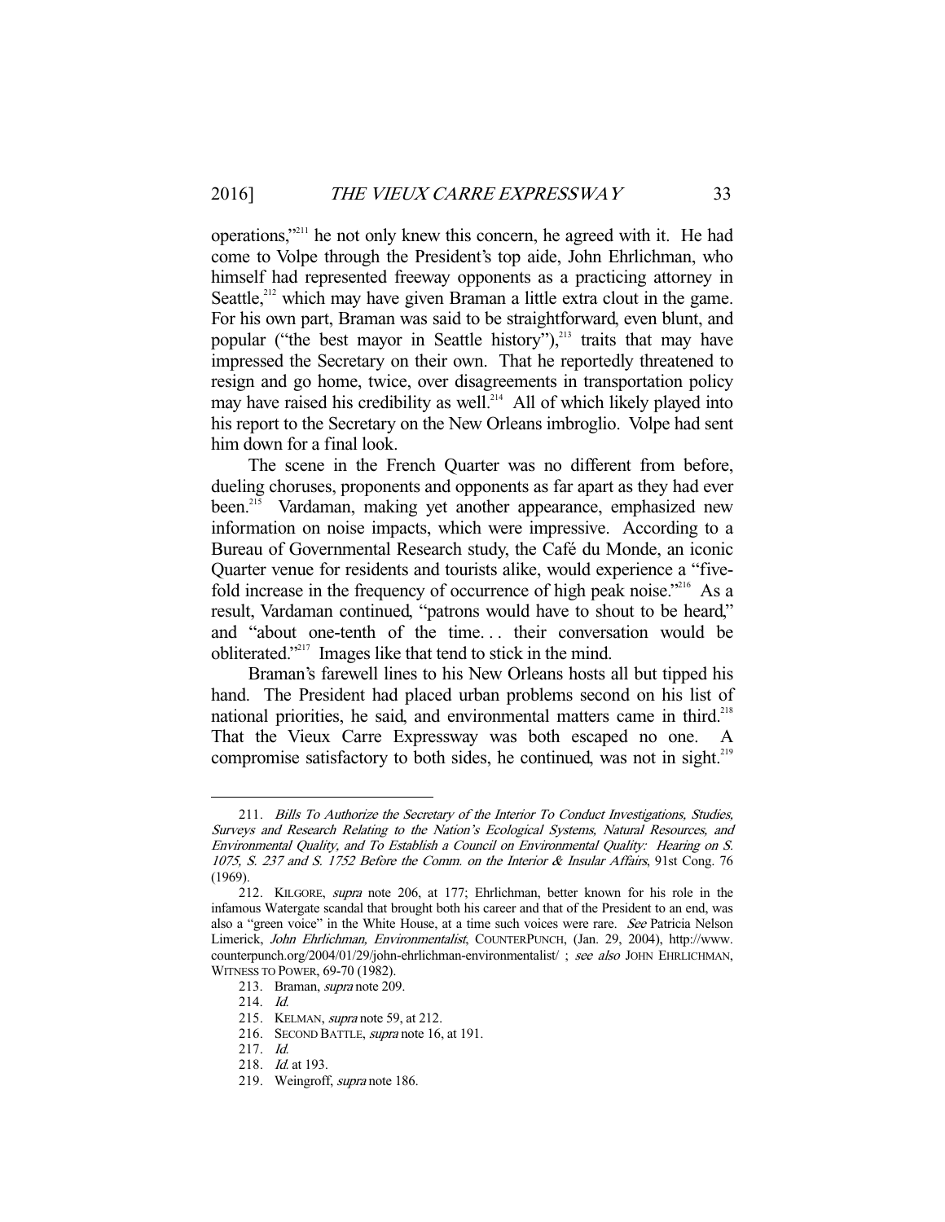operations,"[211] he not only knew this concern, he agreed with it. He had come to Volpe through the President's top aide, John Ehrlichman, who himself had represented freeway opponents as a practicing attorney in Seattle,[212] which may have given Braman a little extra clout in the game. For his own part, Braman was said to be straightforward, even blunt, and popular ("the best mayor in Seattle history"),[213] traits that may have impressed the Secretary on their own. That he reportedly threatened to resign and go home, twice, over disagreements in transportation policy may have raised his credibility as well.[214] All of which likely played into his report to the Secretary on the New Orleans imbroglio. Volpe had sent him down for a final look.

The scene in the French Quarter was no different from before, dueling choruses, proponents and opponents as far apart as they had ever been.[215] Vardaman, making yet another appearance, emphasized new information on noise impacts, which were impressive. According to a Bureau of Governmental Research study, the Café du Monde, an iconic Quarter venue for residents and tourists alike, would experience a "five-fold increase in the frequency of occurrence of high peak noise."[216] As a result, Vardaman continued, "patrons would have to shout to be heard," and "about one-tenth of the time. . . their conversation would be obliterated."[217] Images like that tend to stick in the mind.

Braman's farewell lines to his New Orleans hosts all but tipped his hand. The President had placed urban problems second on his list of national priorities, he said, and environmental matters came in third.[218] That the Vieux Carre Expressway was both escaped no one. A compromise satisfactory to both sides, he continued, was not in sight.[219]

---

211. *Bills To Authorize the Secretary of the Interior To Conduct Investigations, Studies, Surveys and Research Relating to the Nation's Ecological Systems, Natural Resources, and Environmental Quality, and To Establish a Council on Environmental Quality: Hearing on S. 1075, S. 237 and S. 1752 Before the Comm. on the Interior & Insular Affairs*, 91st Cong. 76 (1969).

212. KILGORE, *supra* note 206, at 177; Ehrlichman, better known for his role in the infamous Watergate scandal that brought both his career and that of the President to an end, was also a "green voice" in the White House, at a time such voices were rare. *See* Patricia Nelson Limerick, *John Ehrlichman, Environmentalist*, COUNTERPUNCH, (Jan. 29, 2004), http://www.counterpunch.org/2004/01/29/john-ehrlichman-environmentalist/ ; *see also* JOHN EHRLICHMAN, WITNESS TO POWER, 69-70 (1982).

213. Braman, *supra* note 209.

214. *Id.*

215. KELMAN, *supra* note 59, at 212.

216. SECOND BATTLE, *supra* note 16, at 191.

217. *Id.*

218. *Id.* at 193.

219. Weingroff, *supra* note 186.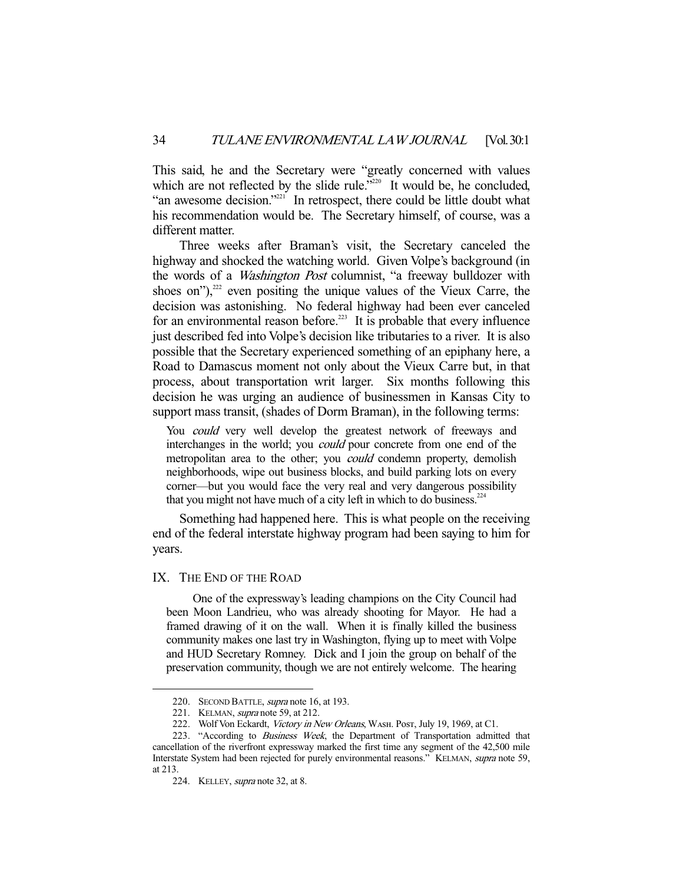This said, he and the Secretary were "greatly concerned with values which are not reflected by the slide rule."[220] It would be, he concluded, "an awesome decision."[221] In retrospect, there could be little doubt what his recommendation would be. The Secretary himself, of course, was a different matter.

Three weeks after Braman's visit, the Secretary canceled the highway and shocked the watching world. Given Volpe's background (in the words of a *Washington Post* columnist, "a freeway bulldozer with shoes on"),[222] even positing the unique values of the Vieux Carre, the decision was astonishing. No federal highway had been ever canceled for an environmental reason before.[223] It is probable that every influence just described fed into Volpe's decision like tributaries to a river. It is also possible that the Secretary experienced something of an epiphany here, a Road to Damascus moment not only about the Vieux Carre but, in that process, about transportation writ larger. Six months following this decision he was urging an audience of businessmen in Kansas City to support mass transit, (shades of Dorm Braman), in the following terms:

> You *could* very well develop the greatest network of freeways and interchanges in the world; you *could* pour concrete from one end of the metropolitan area to the other; you *could* condemn property, demolish neighborhoods, wipe out business blocks, and build parking lots on every corner—but you would face the very real and very dangerous possibility that you might not have much of a city left in which to do business.[224]

Something had happened here. This is what people on the receiving end of the federal interstate highway program had been saying to him for years.

## IX. THE END OF THE ROAD

One of the expressway's leading champions on the City Council had been Moon Landrieu, who was already shooting for Mayor. He had a framed drawing of it on the wall. When it is finally killed the business community makes one last try in Washington, flying up to meet with Volpe and HUD Secretary Romney. Dick and I join the group on behalf of the preservation community, though we are not entirely welcome. The hearing

---

220. SECOND BATTLE, *supra* note 16, at 193.

221. KELMAN, *supra* note 59, at 212.

222. Wolf Von Eckardt, *Victory in New Orleans*, WASH. POST, July 19, 1969, at C1.

223. "According to *Business Week*, the Department of Transportation admitted that cancellation of the riverfront expressway marked the first time any segment of the 42,500 mile Interstate System had been rejected for purely environmental reasons." KELMAN, *supra* note 59, at 213.

224. KELLEY, *supra* note 32, at 8.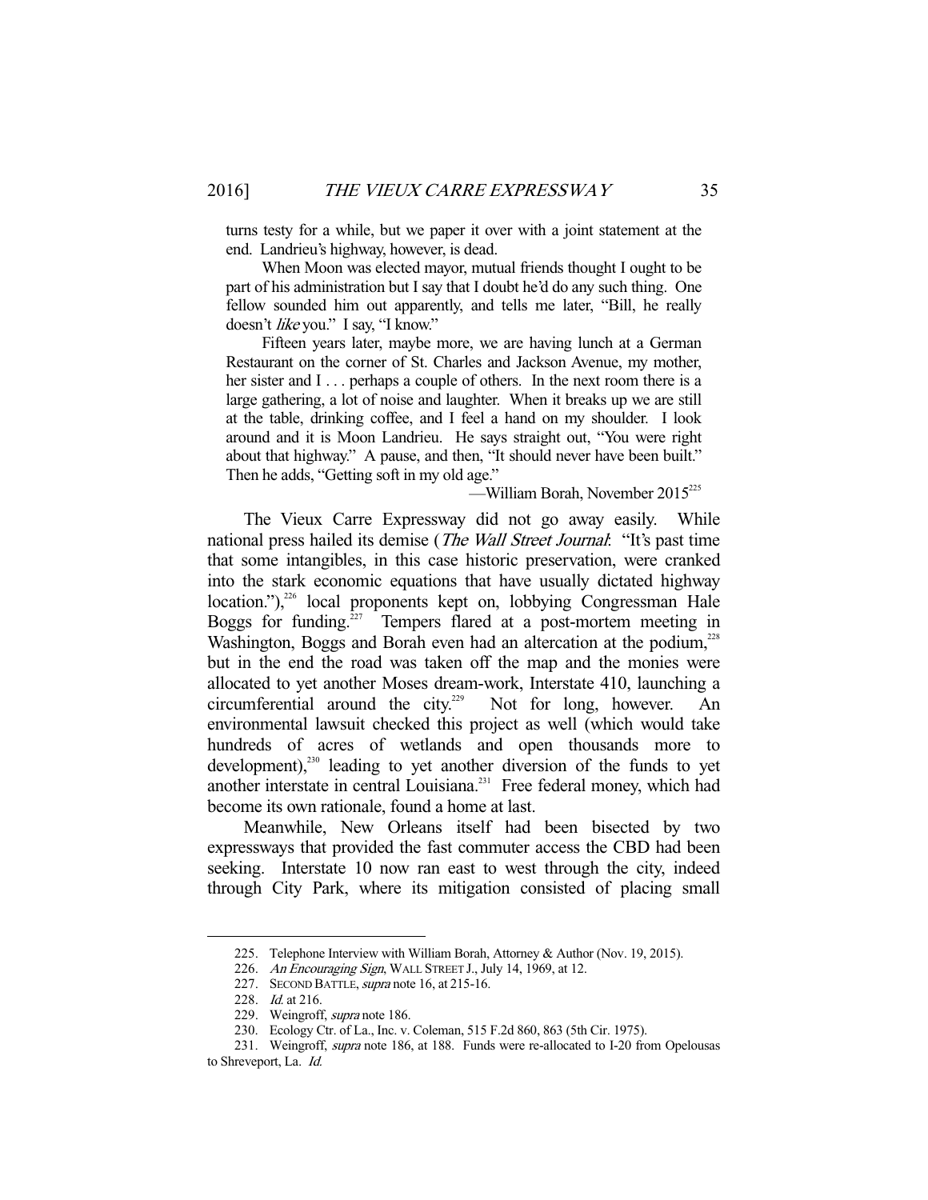> turns testy for a while, but we paper it over with a joint statement at the end. Landrieu's highway, however, is dead.
>
> When Moon was elected mayor, mutual friends thought I ought to be part of his administration but I say that I doubt he'd do any such thing. One fellow sounded him out apparently, and tells me later, "Bill, he really doesn't *like* you." I say, "I know."
>
> Fifteen years later, maybe more, we are having lunch at a German Restaurant on the corner of St. Charles and Jackson Avenue, my mother, her sister and I . . . perhaps a couple of others. In the next room there is a large gathering, a lot of noise and laughter. When it breaks up we are still at the table, drinking coffee, and I feel a hand on my shoulder. I look around and it is Moon Landrieu. He says straight out, "You were right about that highway." A pause, and then, "It should never have been built." Then he adds, "Getting soft in my old age."
>
> —William Borah, November 2015[225]

The Vieux Carre Expressway did not go away easily. While national press hailed its demise (*The Wall Street Journal*: "It's past time that some intangibles, in this case historic preservation, were cranked into the stark economic equations that have usually dictated highway location."),[226] local proponents kept on, lobbying Congressman Hale Boggs for funding.[227] Tempers flared at a post-mortem meeting in Washington, Boggs and Borah even had an altercation at the podium,[228] but in the end the road was taken off the map and the monies were allocated to yet another Moses dream-work, Interstate 410, launching a circumferential around the city.[229] Not for long, however. An environmental lawsuit checked this project as well (which would take hundreds of acres of wetlands and open thousands more to development),[230] leading to yet another diversion of the funds to yet another interstate in central Louisiana.[231] Free federal money, which had become its own rationale, found a home at last.

Meanwhile, New Orleans itself had been bisected by two expressways that provided the fast commuter access the CBD had been seeking. Interstate 10 now ran east to west through the city, indeed through City Park, where its mitigation consisted of placing small

---

225. Telephone Interview with William Borah, Attorney & Author (Nov. 19, 2015).

226. *An Encouraging Sign*, WALL STREET J., July 14, 1969, at 12.

227. SECOND BATTLE, *supra* note 16, at 215-16.

228. *Id.* at 216.

229. Weingroff, *supra* note 186.

230. Ecology Ctr. of La., Inc. v. Coleman, 515 F.2d 860, 863 (5th Cir. 1975).

231. Weingroff, *supra* note 186, at 188. Funds were re-allocated to I-20 from Opelousas to Shreveport, La. *Id.*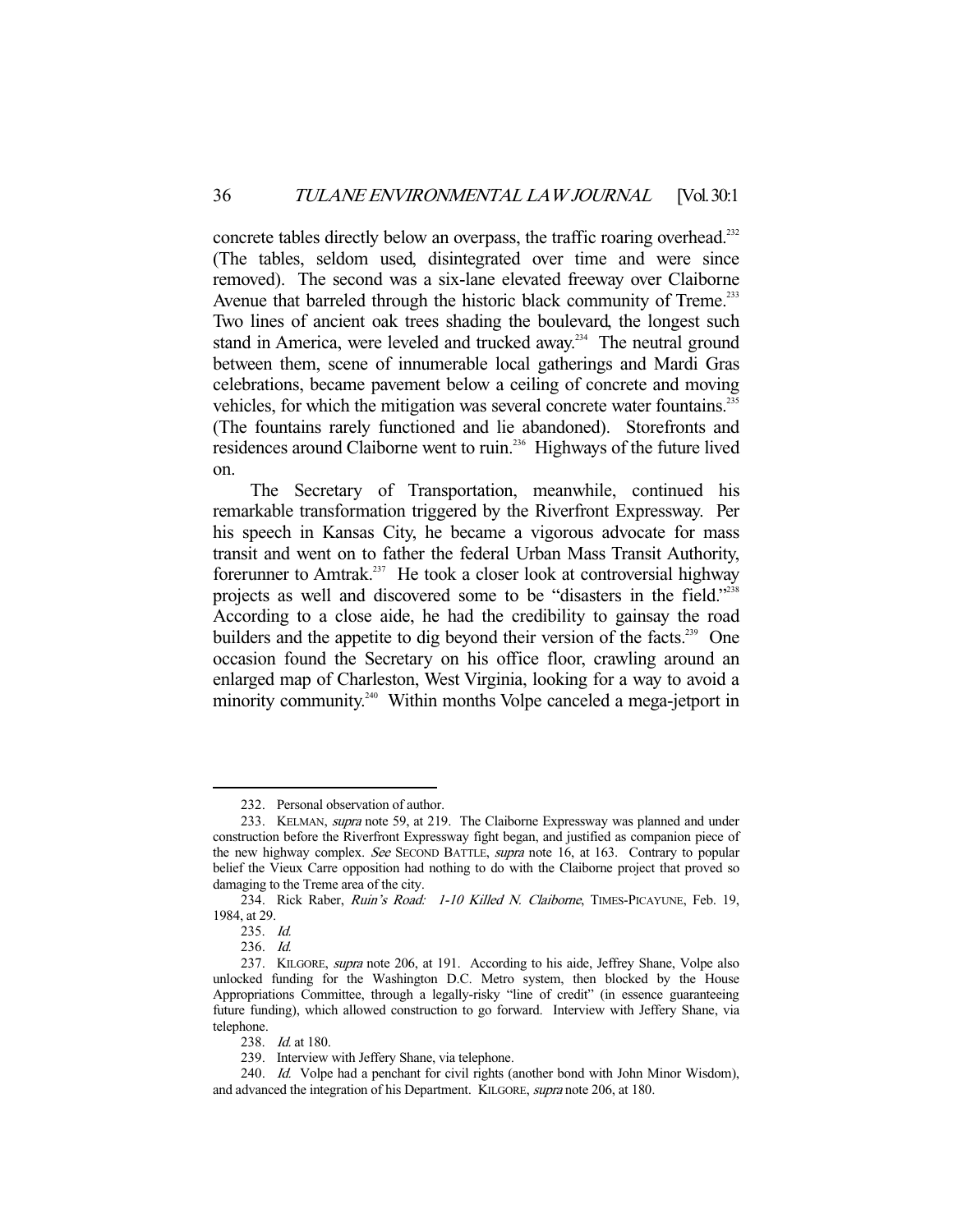concrete tables directly below an overpass, the traffic roaring overhead.[232] (The tables, seldom used, disintegrated over time and were since removed). The second was a six-lane elevated freeway over Claiborne Avenue that barreled through the historic black community of Treme.[233] Two lines of ancient oak trees shading the boulevard, the longest such stand in America, were leveled and trucked away.[234] The neutral ground between them, scene of innumerable local gatherings and Mardi Gras celebrations, became pavement below a ceiling of concrete and moving vehicles, for which the mitigation was several concrete water fountains.[235] (The fountains rarely functioned and lie abandoned). Storefronts and residences around Claiborne went to ruin.[236] Highways of the future lived on.

The Secretary of Transportation, meanwhile, continued his remarkable transformation triggered by the Riverfront Expressway. Per his speech in Kansas City, he became a vigorous advocate for mass transit and went on to father the federal Urban Mass Transit Authority, forerunner to Amtrak.[237] He took a closer look at controversial highway projects as well and discovered some to be "disasters in the field."[238] According to a close aide, he had the credibility to gainsay the road builders and the appetite to dig beyond their version of the facts.[239] One occasion found the Secretary on his office floor, crawling around an enlarged map of Charleston, West Virginia, looking for a way to avoid a minority community.[240] Within months Volpe canceled a mega-jetport in

---

232. Personal observation of author.

233. KELMAN, *supra* note 59, at 219. The Claiborne Expressway was planned and under construction before the Riverfront Expressway fight began, and justified as companion piece of the new highway complex. *See* SECOND BATTLE, *supra* note 16, at 163. Contrary to popular belief the Vieux Carre opposition had nothing to do with the Claiborne project that proved so damaging to the Treme area of the city.

234. Rick Raber, *Ruin's Road: 1-10 Killed N. Claiborne*, TIMES-PICAYUNE, Feb. 19, 1984, at 29.

235. *Id.*

236. *Id.*

237. KILGORE, *supra* note 206, at 191. According to his aide, Jeffrey Shane, Volpe also unlocked funding for the Washington D.C. Metro system, then blocked by the House Appropriations Committee, through a legally-risky "line of credit" (in essence guaranteeing future funding), which allowed construction to go forward. Interview with Jeffery Shane, via telephone.

238. *Id.* at 180.

239. Interview with Jeffery Shane, via telephone.

240. *Id.* Volpe had a penchant for civil rights (another bond with John Minor Wisdom), and advanced the integration of his Department. KILGORE, *supra* note 206, at 180.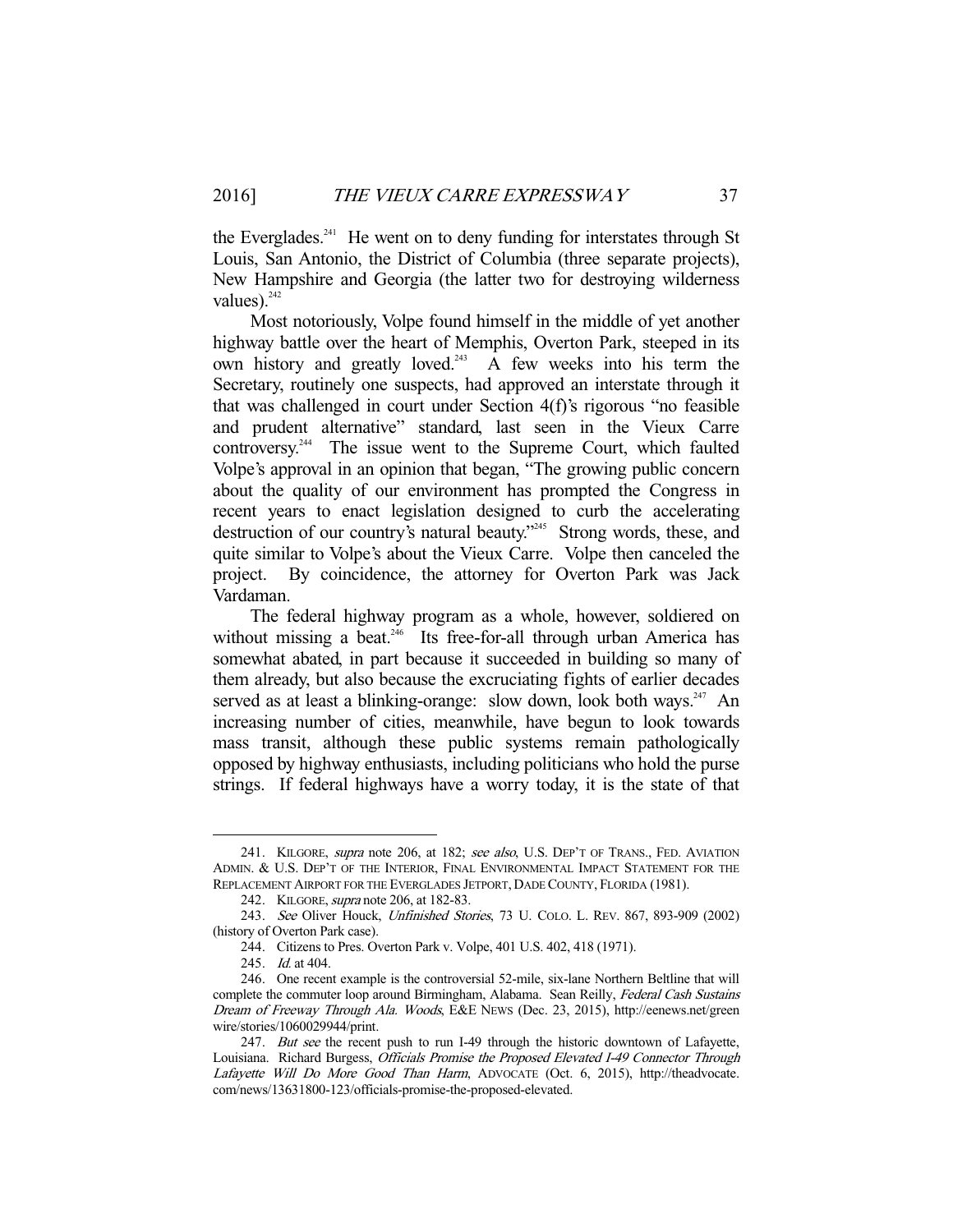the Everglades.[241] He went on to deny funding for interstates through St Louis, San Antonio, the District of Columbia (three separate projects), New Hampshire and Georgia (the latter two for destroying wilderness values).[242]

Most notoriously, Volpe found himself in the middle of yet another highway battle over the heart of Memphis, Overton Park, steeped in its own history and greatly loved.[243] A few weeks into his term the Secretary, routinely one suspects, had approved an interstate through it that was challenged in court under Section 4(f)'s rigorous "no feasible and prudent alternative" standard, last seen in the Vieux Carre controversy.[244] The issue went to the Supreme Court, which faulted Volpe's approval in an opinion that began, "The growing public concern about the quality of our environment has prompted the Congress in recent years to enact legislation designed to curb the accelerating destruction of our country's natural beauty."[245] Strong words, these, and quite similar to Volpe's about the Vieux Carre. Volpe then canceled the project. By coincidence, the attorney for Overton Park was Jack Vardaman.

The federal highway program as a whole, however, soldiered on without missing a beat.[246] Its free-for-all through urban America has somewhat abated, in part because it succeeded in building so many of them already, but also because the excruciating fights of earlier decades served as at least a blinking-orange: slow down, look both ways.[247] An increasing number of cities, meanwhile, have begun to look towards mass transit, although these public systems remain pathologically opposed by highway enthusiasts, including politicians who hold the purse strings. If federal highways have a worry today, it is the state of that

---

241. KILGORE, *supra* note 206, at 182; *see also*, U.S. DEP'T OF TRANS., FED. AVIATION ADMIN. & U.S. DEP'T OF THE INTERIOR, FINAL ENVIRONMENTAL IMPACT STATEMENT FOR THE REPLACEMENT AIRPORT FOR THE EVERGLADES JETPORT, DADE COUNTY, FLORIDA (1981).

242. KILGORE, *supra* note 206, at 182-83.

243. *See* Oliver Houck, *Unfinished Stories*, 73 U. COLO. L. REV. 867, 893-909 (2002) (history of Overton Park case).

244. Citizens to Pres. Overton Park v. Volpe, 401 U.S. 402, 418 (1971).

245. *Id.* at 404.

246. One recent example is the controversial 52-mile, six-lane Northern Beltline that will complete the commuter loop around Birmingham, Alabama. Sean Reilly, *Federal Cash Sustains Dream of Freeway Through Ala. Woods*, E&E NEWS (Dec. 23, 2015), http://eenews.net/greenwire/stories/1060029944/print.

247. *But see* the recent push to run I-49 through the historic downtown of Lafayette, Louisiana. Richard Burgess, *Officials Promise the Proposed Elevated I-49 Connector Through Lafayette Will Do More Good Than Harm*, ADVOCATE (Oct. 6, 2015), http://theadvocate.com/news/13631800-123/officials-promise-the-proposed-elevated.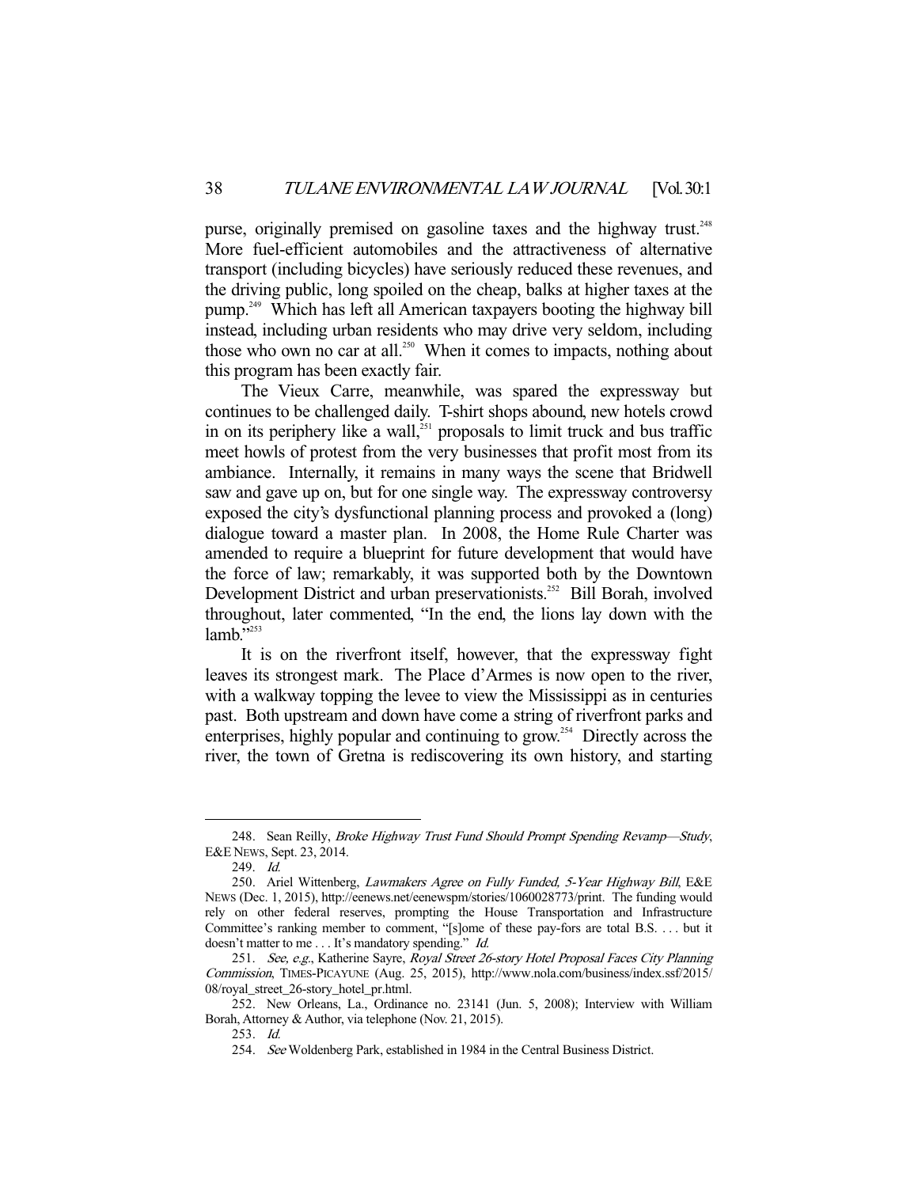purse, originally premised on gasoline taxes and the highway trust.[248] More fuel-efficient automobiles and the attractiveness of alternative transport (including bicycles) have seriously reduced these revenues, and the driving public, long spoiled on the cheap, balks at higher taxes at the pump.[249] Which has left all American taxpayers booting the highway bill instead, including urban residents who may drive very seldom, including those who own no car at all.[250] When it comes to impacts, nothing about this program has been exactly fair.

The Vieux Carre, meanwhile, was spared the expressway but continues to be challenged daily. T-shirt shops abound, new hotels crowd in on its periphery like a wall,[251] proposals to limit truck and bus traffic meet howls of protest from the very businesses that profit most from its ambiance. Internally, it remains in many ways the scene that Bridwell saw and gave up on, but for one single way. The expressway controversy exposed the city's dysfunctional planning process and provoked a (long) dialogue toward a master plan. In 2008, the Home Rule Charter was amended to require a blueprint for future development that would have the force of law; remarkably, it was supported both by the Downtown Development District and urban preservationists.[252] Bill Borah, involved throughout, later commented, "In the end, the lions lay down with the lamb."[253]

It is on the riverfront itself, however, that the expressway fight leaves its strongest mark. The Place d'Armes is now open to the river, with a walkway topping the levee to view the Mississippi as in centuries past. Both upstream and down have come a string of riverfront parks and enterprises, highly popular and continuing to grow.[254] Directly across the river, the town of Gretna is rediscovering its own history, and starting

---

248. Sean Reilly, *Broke Highway Trust Fund Should Prompt Spending Revamp—Study*, E&E NEWS, Sept. 23, 2014.

249. *Id.*

250. Ariel Wittenberg, *Lawmakers Agree on Fully Funded, 5-Year Highway Bill*, E&E NEWS (Dec. 1, 2015), http://eenews.net/eenewspm/stories/1060028773/print. The funding would rely on other federal reserves, prompting the House Transportation and Infrastructure Committee's ranking member to comment, "[s]ome of these pay-fors are total B.S. . . . but it doesn't matter to me . . . It's mandatory spending." *Id.*

251. *See, e.g.*, Katherine Sayre, *Royal Street 26-story Hotel Proposal Faces City Planning Commission*, TIMES-PICAYUNE (Aug. 25, 2015), http://www.nola.com/business/index.ssf/2015/08/royal_street_26-story_hotel_pr.html.

252. New Orleans, La., Ordinance no. 23141 (Jun. 5, 2008); Interview with William Borah, Attorney & Author, via telephone (Nov. 21, 2015).

253. *Id.*

254. *See* Woldenberg Park, established in 1984 in the Central Business District.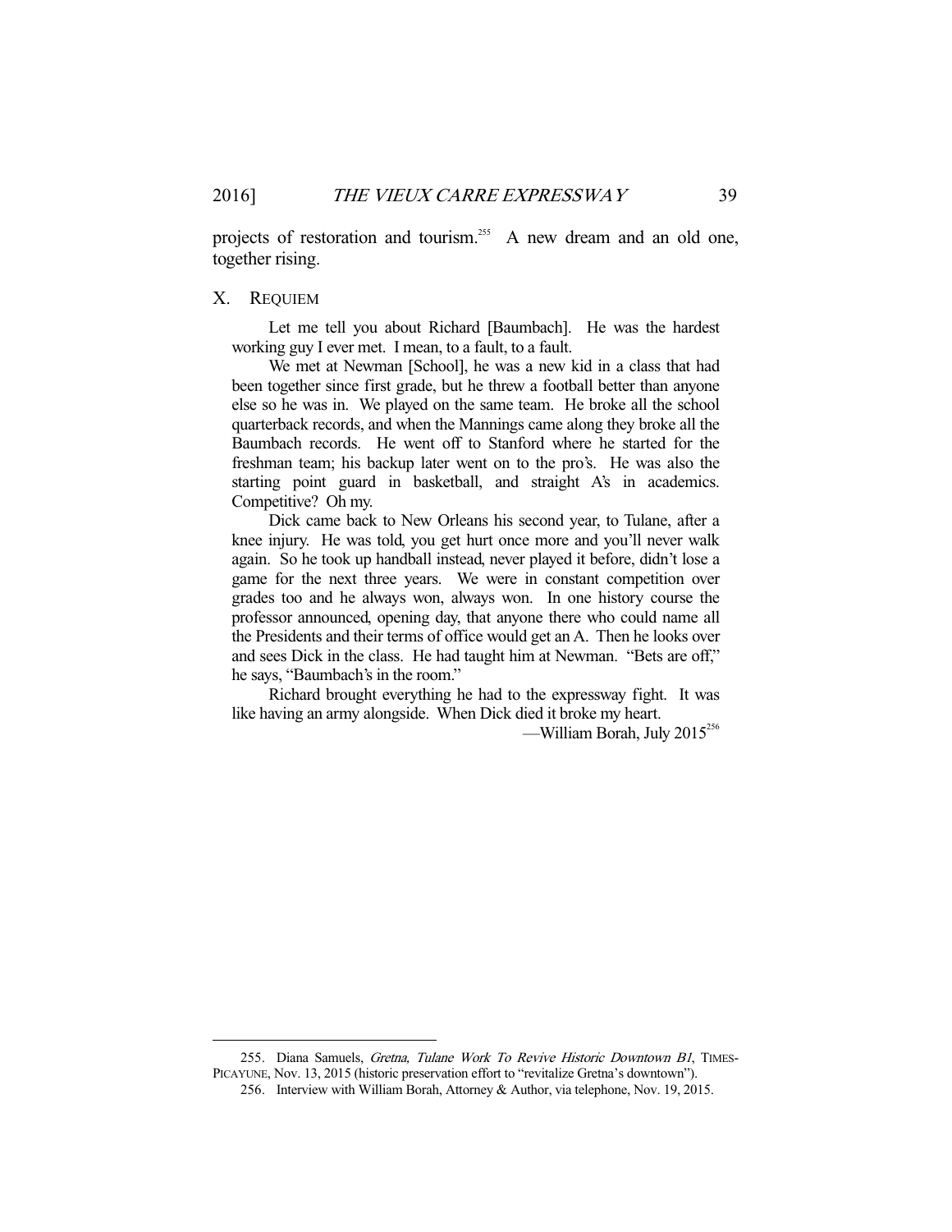projects of restoration and tourism.[255] A new dream and an old one, together rising.

## X. Requiem

> Let me tell you about Richard [Baumbach]. He was the hardest working guy I ever met. I mean, to a fault, to a fault.
>
> We met at Newman [School], he was a new kid in a class that had been together since first grade, but he threw a football better than anyone else so he was in. We played on the same team. He broke all the school quarterback records, and when the Mannings came along they broke all the Baumbach records. He went off to Stanford where he started for the freshman team; his backup later went on to the pro's. He was also the starting point guard in basketball, and straight A's in academics. Competitive? Oh my.
>
> Dick came back to New Orleans his second year, to Tulane, after a knee injury. He was told, you get hurt once more and you'll never walk again. So he took up handball instead, never played it before, didn't lose a game for the next three years. We were in constant competition over grades too and he always won, always won. In one history course the professor announced, opening day, that anyone there who could name all the Presidents and their terms of office would get an A. Then he looks over and sees Dick in the class. He had taught him at Newman. "Bets are off," he says, "Baumbach's in the room."
>
> Richard brought everything he had to the expressway fight. It was like having an army alongside. When Dick died it broke my heart.
>
> —William Borah, July 2015[256]

---

255. Diana Samuels, *Gretna, Tulane Work To Revive Historic Downtown B1*, TIMES-PICAYUNE, Nov. 13, 2015 (historic preservation effort to "revitalize Gretna's downtown").

256. Interview with William Borah, Attorney & Author, via telephone, Nov. 19, 2015.